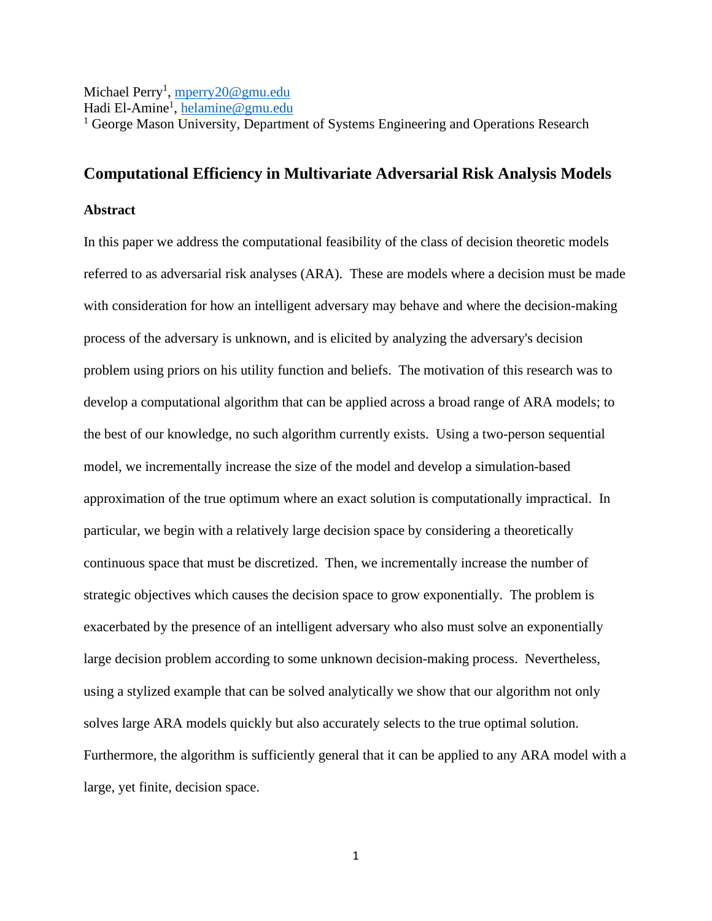Michael Perry[1], mperry20@gmu.edu
Hadi El-Amine[1], helamine@gmu.edu
[1] George Mason University, Department of Systems Engineering and Operations Research

# Computational Efficiency in Multivariate Adversarial Risk Analysis Models

## Abstract

In this paper we address the computational feasibility of the class of decision theoretic models referred to as adversarial risk analyses (ARA). These are models where a decision must be made with consideration for how an intelligent adversary may behave and where the decision-making process of the adversary is unknown, and is elicited by analyzing the adversary's decision problem using priors on his utility function and beliefs. The motivation of this research was to develop a computational algorithm that can be applied across a broad range of ARA models; to the best of our knowledge, no such algorithm currently exists. Using a two-person sequential model, we incrementally increase the size of the model and develop a simulation-based approximation of the true optimum where an exact solution is computationally impractical. In particular, we begin with a relatively large decision space by considering a theoretically continuous space that must be discretized. Then, we incrementally increase the number of strategic objectives which causes the decision space to grow exponentially. The problem is exacerbated by the presence of an intelligent adversary who also must solve an exponentially large decision problem according to some unknown decision-making process. Nevertheless, using a stylized example that can be solved analytically we show that our algorithm not only solves large ARA models quickly but also accurately selects to the true optimal solution. Furthermore, the algorithm is sufficiently general that it can be applied to any ARA model with a large, yet finite, decision space.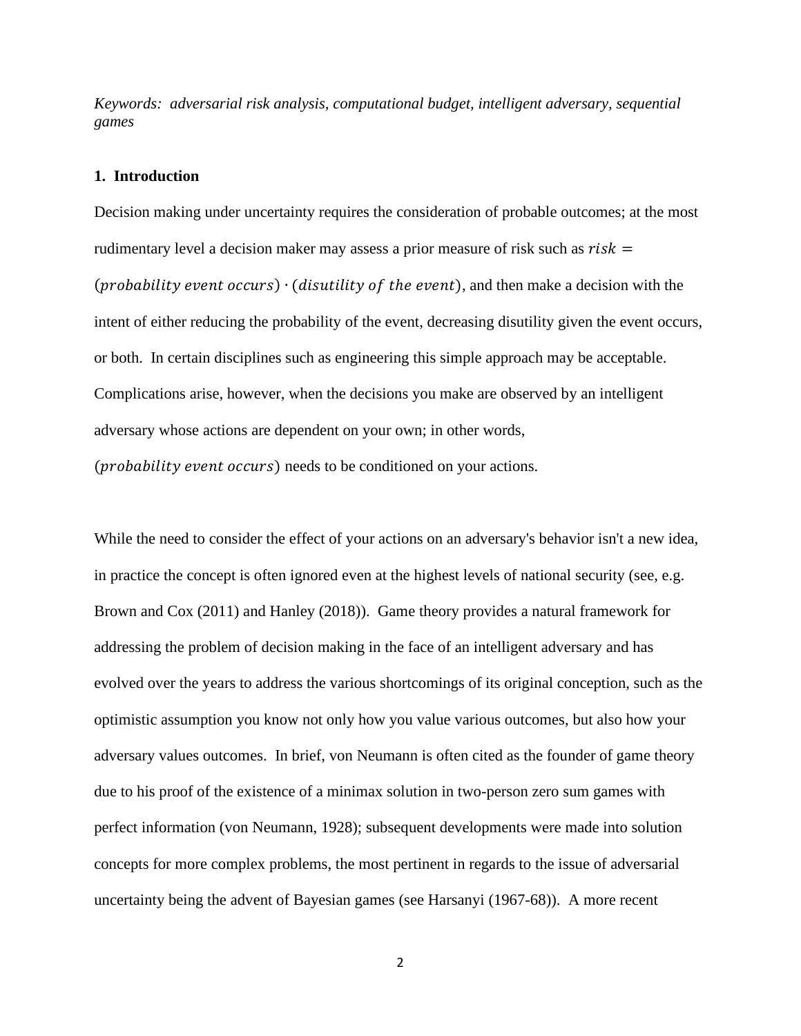*Keywords: adversarial risk analysis, computational budget, intelligent adversary, sequential games*

## 1. Introduction

Decision making under uncertainty requires the consideration of probable outcomes; at the most rudimentary level a decision maker may assess a prior measure of risk such as $risk = (probability\ event\ occurs) \cdot (disutility\ of\ the\ event)$, and then make a decision with the intent of either reducing the probability of the event, decreasing disutility given the event occurs, or both. In certain disciplines such as engineering this simple approach may be acceptable. Complications arise, however, when the decisions you make are observed by an intelligent adversary whose actions are dependent on your own; in other words, $(probability\ event\ occurs)$ needs to be conditioned on your actions.

While the need to consider the effect of your actions on an adversary's behavior isn't a new idea, in practice the concept is often ignored even at the highest levels of national security (see, e.g. Brown and Cox (2011) and Hanley (2018)). Game theory provides a natural framework for addressing the problem of decision making in the face of an intelligent adversary and has evolved over the years to address the various shortcomings of its original conception, such as the optimistic assumption you know not only how you value various outcomes, but also how your adversary values outcomes. In brief, von Neumann is often cited as the founder of game theory due to his proof of the existence of a minimax solution in two-person zero sum games with perfect information (von Neumann, 1928); subsequent developments were made into solution concepts for more complex problems, the most pertinent in regards to the issue of adversarial uncertainty being the advent of Bayesian games (see Harsanyi (1967-68)). A more recent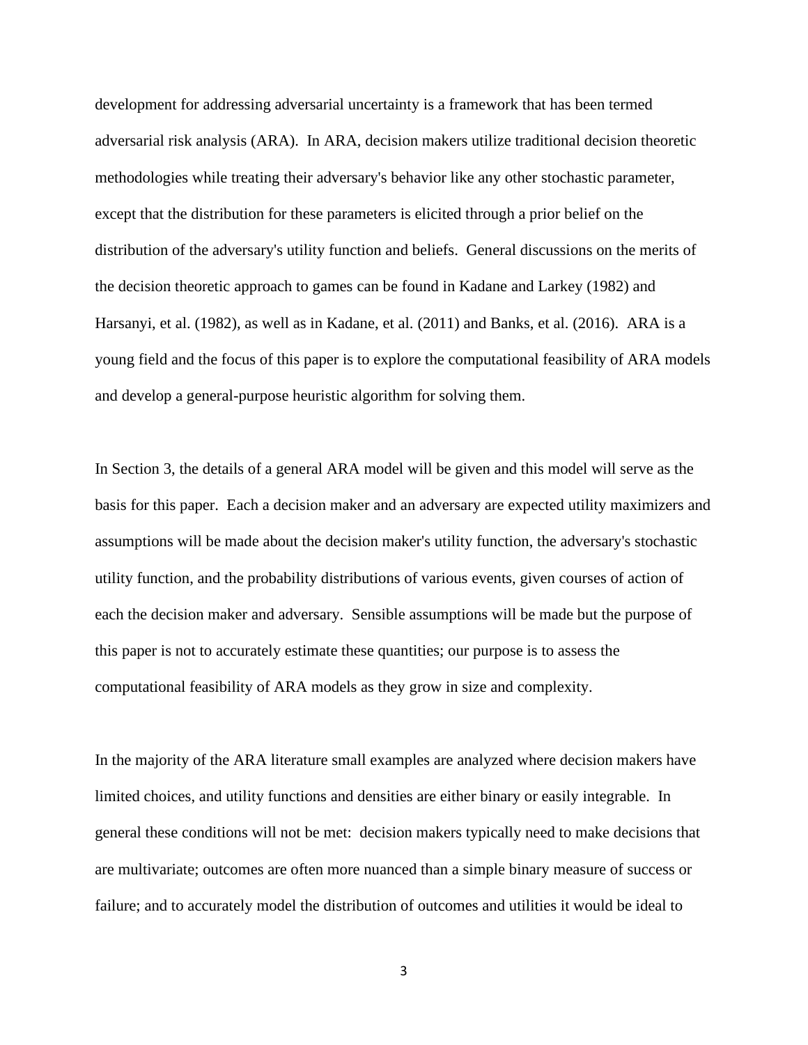development for addressing adversarial uncertainty is a framework that has been termed adversarial risk analysis (ARA). In ARA, decision makers utilize traditional decision theoretic methodologies while treating their adversary's behavior like any other stochastic parameter, except that the distribution for these parameters is elicited through a prior belief on the distribution of the adversary's utility function and beliefs. General discussions on the merits of the decision theoretic approach to games can be found in Kadane and Larkey (1982) and Harsanyi, et al. (1982), as well as in Kadane, et al. (2011) and Banks, et al. (2016). ARA is a young field and the focus of this paper is to explore the computational feasibility of ARA models and develop a general-purpose heuristic algorithm for solving them.

In Section 3, the details of a general ARA model will be given and this model will serve as the basis for this paper. Each a decision maker and an adversary are expected utility maximizers and assumptions will be made about the decision maker's utility function, the adversary's stochastic utility function, and the probability distributions of various events, given courses of action of each the decision maker and adversary. Sensible assumptions will be made but the purpose of this paper is not to accurately estimate these quantities; our purpose is to assess the computational feasibility of ARA models as they grow in size and complexity.

In the majority of the ARA literature small examples are analyzed where decision makers have limited choices, and utility functions and densities are either binary or easily integrable. In general these conditions will not be met: decision makers typically need to make decisions that are multivariate; outcomes are often more nuanced than a simple binary measure of success or failure; and to accurately model the distribution of outcomes and utilities it would be ideal to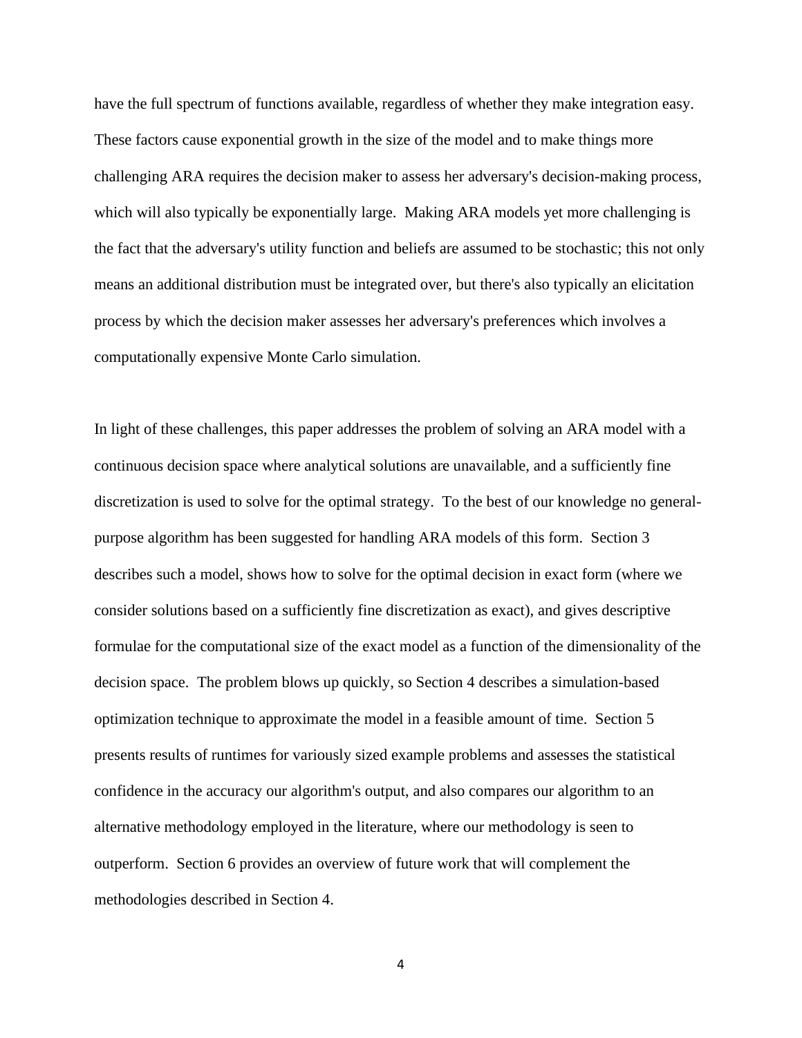have the full spectrum of functions available, regardless of whether they make integration easy. These factors cause exponential growth in the size of the model and to make things more challenging ARA requires the decision maker to assess her adversary's decision-making process, which will also typically be exponentially large.  Making ARA models yet more challenging is the fact that the adversary's utility function and beliefs are assumed to be stochastic; this not only means an additional distribution must be integrated over, but there's also typically an elicitation process by which the decision maker assesses her adversary's preferences which involves a computationally expensive Monte Carlo simulation.

In light of these challenges, this paper addresses the problem of solving an ARA model with a continuous decision space where analytical solutions are unavailable, and a sufficiently fine discretization is used to solve for the optimal strategy.  To the best of our knowledge no general-purpose algorithm has been suggested for handling ARA models of this form.  Section 3 describes such a model, shows how to solve for the optimal decision in exact form (where we consider solutions based on a sufficiently fine discretization as exact), and gives descriptive formulae for the computational size of the exact model as a function of the dimensionality of the decision space.  The problem blows up quickly, so Section 4 describes a simulation-based optimization technique to approximate the model in a feasible amount of time.  Section 5 presents results of runtimes for variously sized example problems and assesses the statistical confidence in the accuracy our algorithm's output, and also compares our algorithm to an alternative methodology employed in the literature, where our methodology is seen to outperform.  Section 6 provides an overview of future work that will complement the methodologies described in Section 4.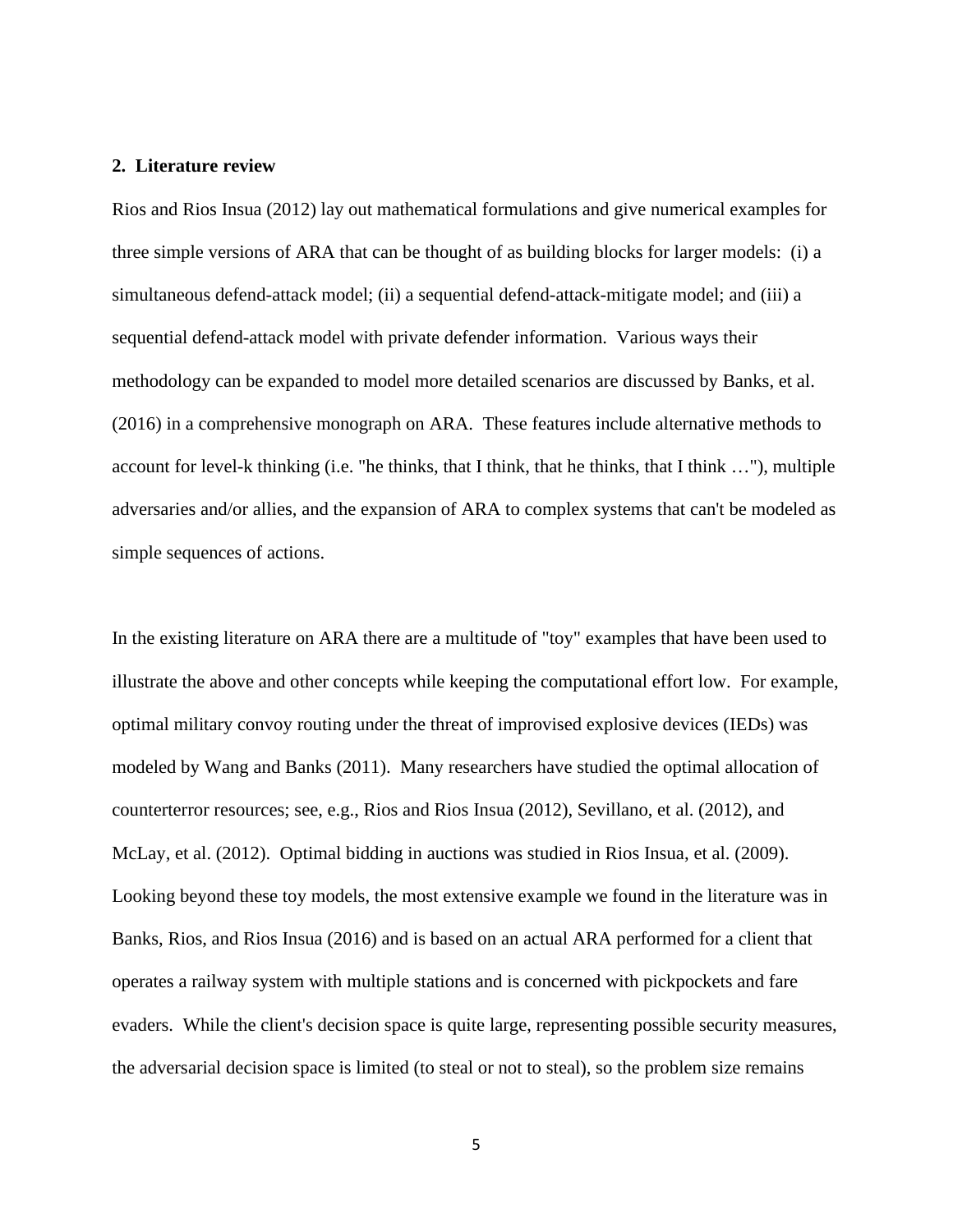## 2. Literature review

Rios and Rios Insua (2012) lay out mathematical formulations and give numerical examples for three simple versions of ARA that can be thought of as building blocks for larger models: (i) a simultaneous defend-attack model; (ii) a sequential defend-attack-mitigate model; and (iii) a sequential defend-attack model with private defender information. Various ways their methodology can be expanded to model more detailed scenarios are discussed by Banks, et al. (2016) in a comprehensive monograph on ARA. These features include alternative methods to account for level-k thinking (i.e. "he thinks, that I think, that he thinks, that I think …"), multiple adversaries and/or allies, and the expansion of ARA to complex systems that can't be modeled as simple sequences of actions.

In the existing literature on ARA there are a multitude of "toy" examples that have been used to illustrate the above and other concepts while keeping the computational effort low. For example, optimal military convoy routing under the threat of improvised explosive devices (IEDs) was modeled by Wang and Banks (2011). Many researchers have studied the optimal allocation of counterterror resources; see, e.g., Rios and Rios Insua (2012), Sevillano, et al. (2012), and McLay, et al. (2012). Optimal bidding in auctions was studied in Rios Insua, et al. (2009). Looking beyond these toy models, the most extensive example we found in the literature was in Banks, Rios, and Rios Insua (2016) and is based on an actual ARA performed for a client that operates a railway system with multiple stations and is concerned with pickpockets and fare evaders. While the client's decision space is quite large, representing possible security measures, the adversarial decision space is limited (to steal or not to steal), so the problem size remains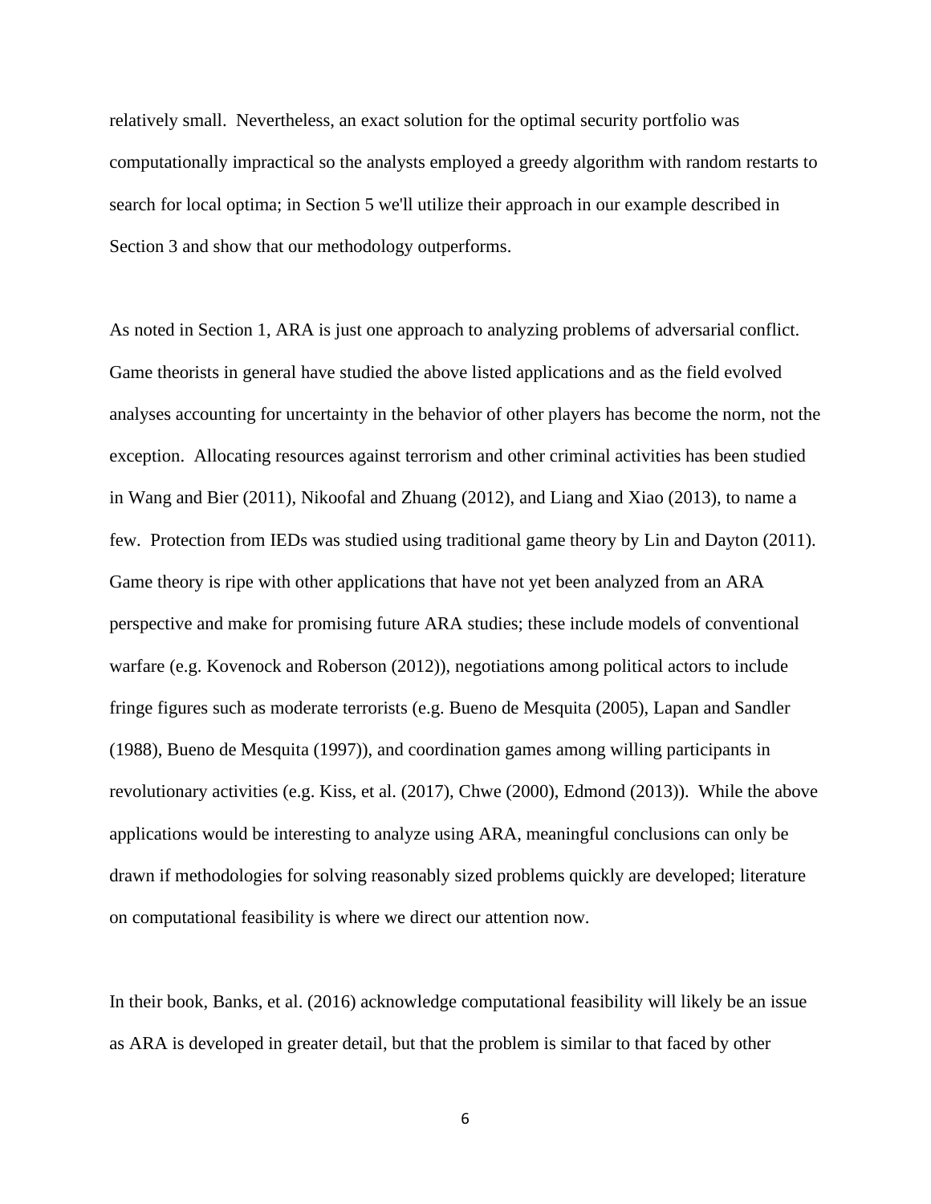relatively small. Nevertheless, an exact solution for the optimal security portfolio was computationally impractical so the analysts employed a greedy algorithm with random restarts to search for local optima; in Section 5 we'll utilize their approach in our example described in Section 3 and show that our methodology outperforms.

As noted in Section 1, ARA is just one approach to analyzing problems of adversarial conflict. Game theorists in general have studied the above listed applications and as the field evolved analyses accounting for uncertainty in the behavior of other players has become the norm, not the exception. Allocating resources against terrorism and other criminal activities has been studied in Wang and Bier (2011), Nikoofal and Zhuang (2012), and Liang and Xiao (2013), to name a few. Protection from IEDs was studied using traditional game theory by Lin and Dayton (2011). Game theory is ripe with other applications that have not yet been analyzed from an ARA perspective and make for promising future ARA studies; these include models of conventional warfare (e.g. Kovenock and Roberson (2012)), negotiations among political actors to include fringe figures such as moderate terrorists (e.g. Bueno de Mesquita (2005), Lapan and Sandler (1988), Bueno de Mesquita (1997)), and coordination games among willing participants in revolutionary activities (e.g. Kiss, et al. (2017), Chwe (2000), Edmond (2013)). While the above applications would be interesting to analyze using ARA, meaningful conclusions can only be drawn if methodologies for solving reasonably sized problems quickly are developed; literature on computational feasibility is where we direct our attention now.

In their book, Banks, et al. (2016) acknowledge computational feasibility will likely be an issue as ARA is developed in greater detail, but that the problem is similar to that faced by other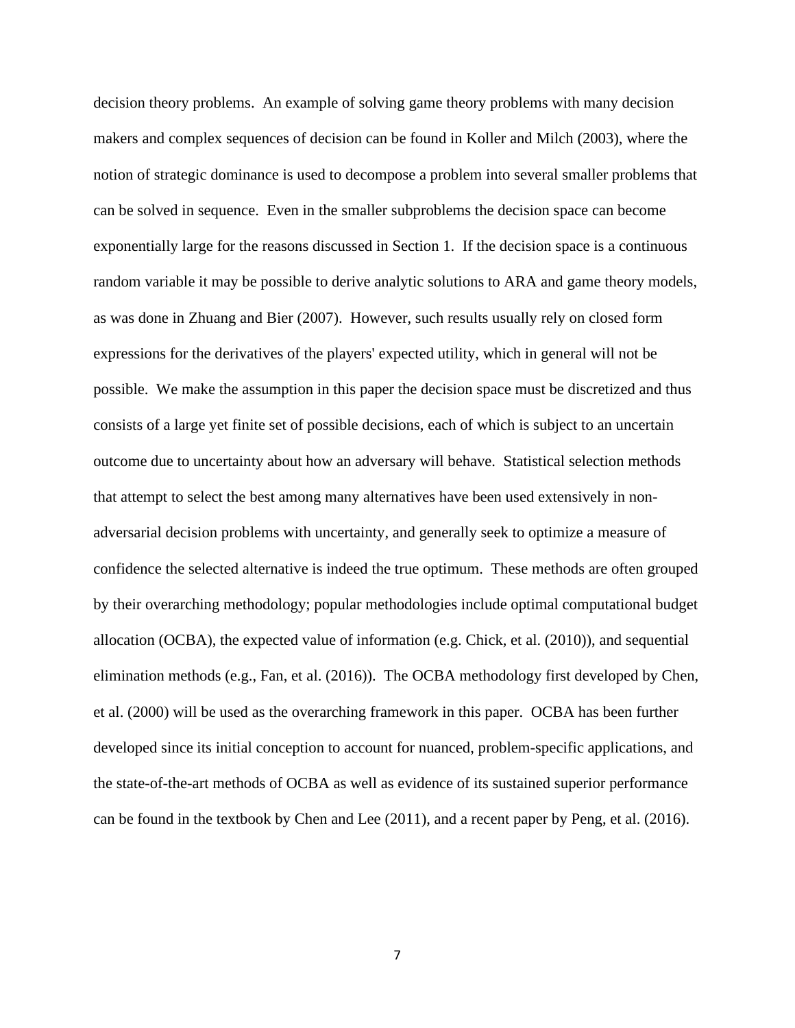decision theory problems. An example of solving game theory problems with many decision makers and complex sequences of decision can be found in Koller and Milch (2003), where the notion of strategic dominance is used to decompose a problem into several smaller problems that can be solved in sequence. Even in the smaller subproblems the decision space can become exponentially large for the reasons discussed in Section 1. If the decision space is a continuous random variable it may be possible to derive analytic solutions to ARA and game theory models, as was done in Zhuang and Bier (2007). However, such results usually rely on closed form expressions for the derivatives of the players' expected utility, which in general will not be possible. We make the assumption in this paper the decision space must be discretized and thus consists of a large yet finite set of possible decisions, each of which is subject to an uncertain outcome due to uncertainty about how an adversary will behave. Statistical selection methods that attempt to select the best among many alternatives have been used extensively in non-adversarial decision problems with uncertainty, and generally seek to optimize a measure of confidence the selected alternative is indeed the true optimum. These methods are often grouped by their overarching methodology; popular methodologies include optimal computational budget allocation (OCBA), the expected value of information (e.g. Chick, et al. (2010)), and sequential elimination methods (e.g., Fan, et al. (2016)). The OCBA methodology first developed by Chen, et al. (2000) will be used as the overarching framework in this paper. OCBA has been further developed since its initial conception to account for nuanced, problem-specific applications, and the state-of-the-art methods of OCBA as well as evidence of its sustained superior performance can be found in the textbook by Chen and Lee (2011), and a recent paper by Peng, et al. (2016).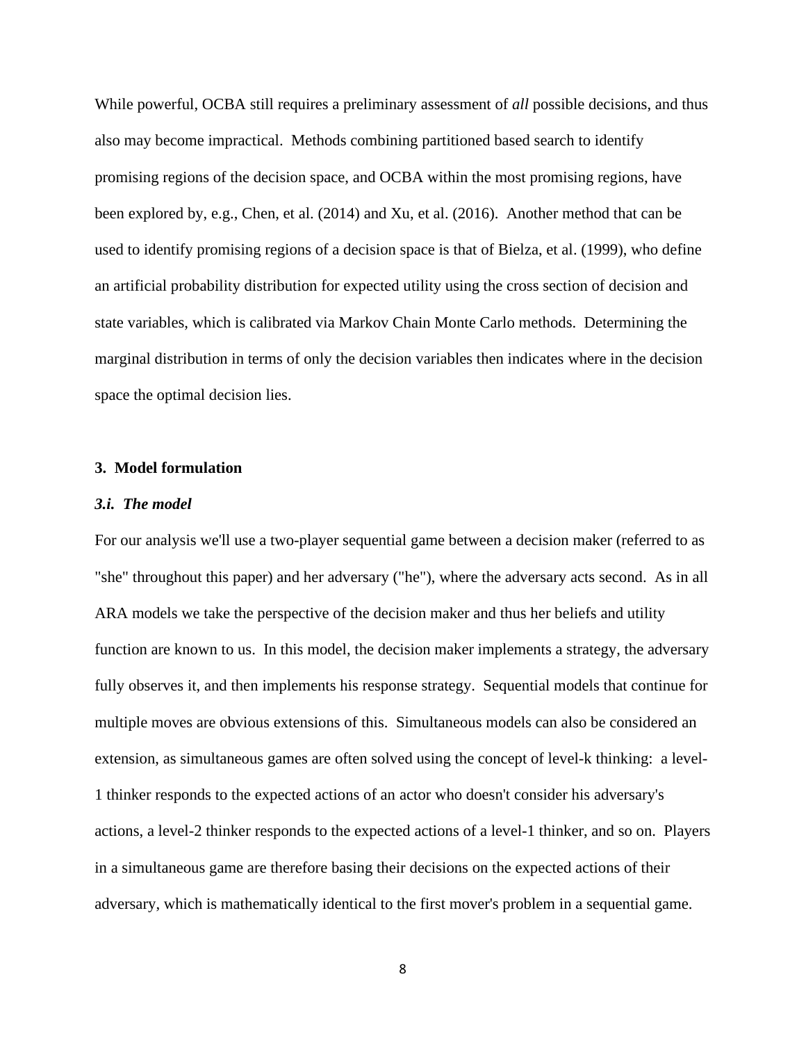While powerful, OCBA still requires a preliminary assessment of *all* possible decisions, and thus also may become impractical. Methods combining partitioned based search to identify promising regions of the decision space, and OCBA within the most promising regions, have been explored by, e.g., Chen, et al. (2014) and Xu, et al. (2016). Another method that can be used to identify promising regions of a decision space is that of Bielza, et al. (1999), who define an artificial probability distribution for expected utility using the cross section of decision and state variables, which is calibrated via Markov Chain Monte Carlo methods. Determining the marginal distribution in terms of only the decision variables then indicates where in the decision space the optimal decision lies.

## 3. Model formulation

### *3.i. The model*

For our analysis we'll use a two-player sequential game between a decision maker (referred to as "she" throughout this paper) and her adversary ("he"), where the adversary acts second. As in all ARA models we take the perspective of the decision maker and thus her beliefs and utility function are known to us. In this model, the decision maker implements a strategy, the adversary fully observes it, and then implements his response strategy. Sequential models that continue for multiple moves are obvious extensions of this. Simultaneous models can also be considered an extension, as simultaneous games are often solved using the concept of level-k thinking: a level-1 thinker responds to the expected actions of an actor who doesn't consider his adversary's actions, a level-2 thinker responds to the expected actions of a level-1 thinker, and so on. Players in a simultaneous game are therefore basing their decisions on the expected actions of their adversary, which is mathematically identical to the first mover's problem in a sequential game.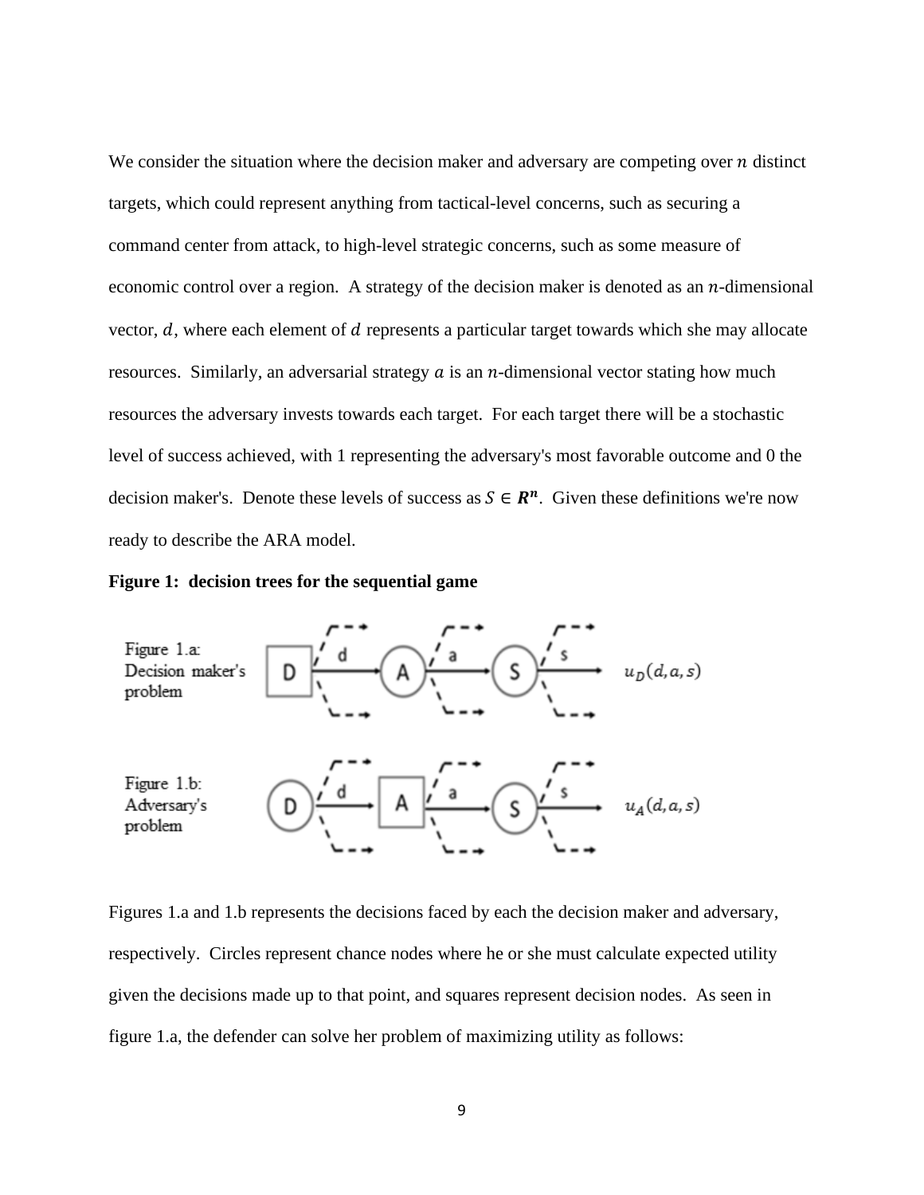We consider the situation where the decision maker and adversary are competing over $n$ distinct targets, which could represent anything from tactical-level concerns, such as securing a command center from attack, to high-level strategic concerns, such as some measure of economic control over a region. A strategy of the decision maker is denoted as an $n$-dimensional vector, $d$, where each element of $d$ represents a particular target towards which she may allocate resources. Similarly, an adversarial strategy $a$ is an $n$-dimensional vector stating how much resources the adversary invests towards each target. For each target there will be a stochastic level of success achieved, with 1 representing the adversary's most favorable outcome and 0 the decision maker's. Denote these levels of success as $S \in \boldsymbol{R^n}$. Given these definitions we're now ready to describe the ARA model.

**Figure 1: decision trees for the sequential game**

Figure 1.a: Decision maker's problem — D → d → A → a → S → s → $u_D(d, a, s)$

Figure 1.b: Adversary's problem — D → d → A → a → S → s → $u_A(d, a, s)$

Figures 1.a and 1.b represents the decisions faced by each the decision maker and adversary, respectively. Circles represent chance nodes where he or she must calculate expected utility given the decisions made up to that point, and squares represent decision nodes. As seen in figure 1.a, the defender can solve her problem of maximizing utility as follows: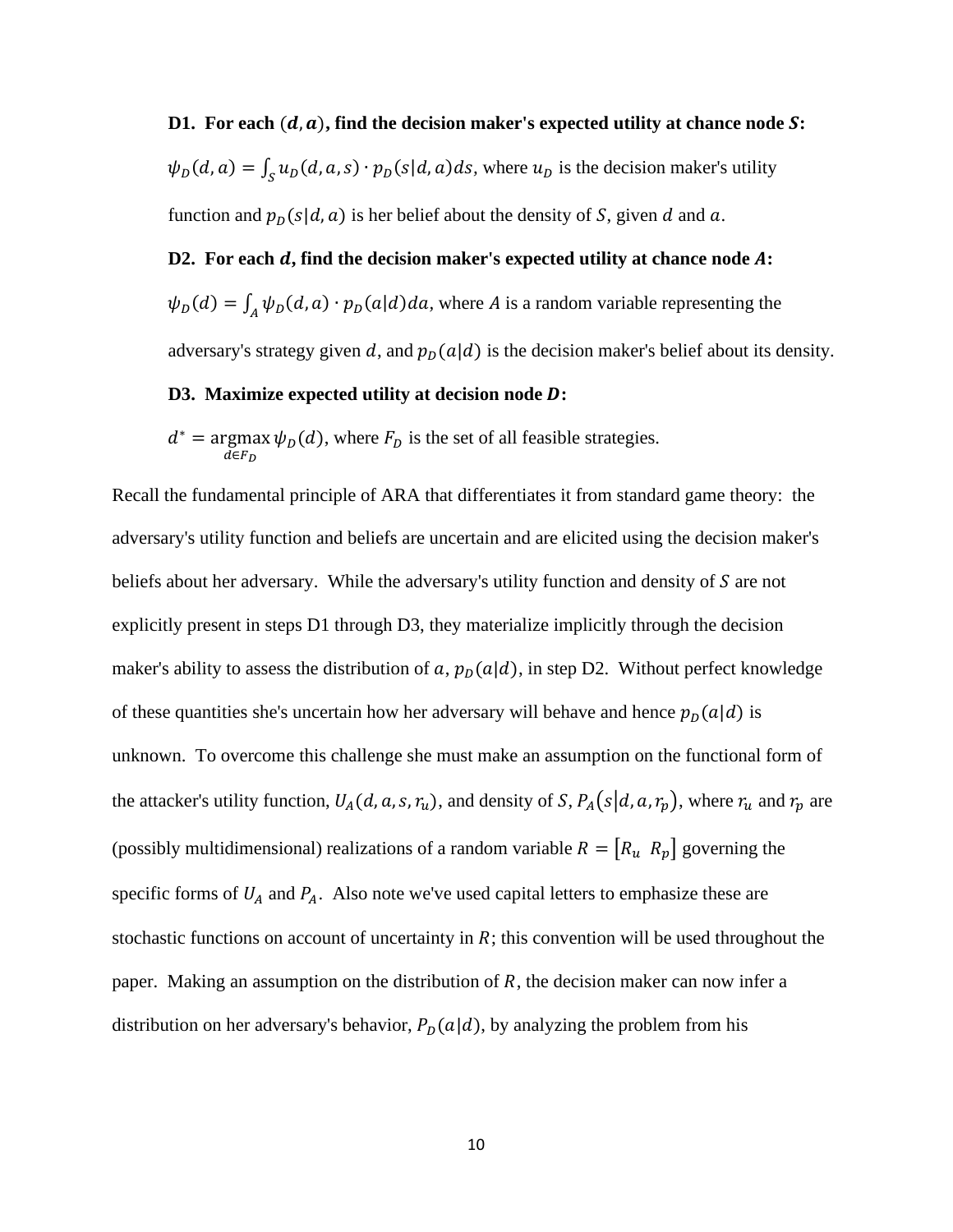**D1. For each $(d, a)$, find the decision maker's expected utility at chance node $S$:**

$\psi_D(d, a) = \int_S u_D(d, a, s) \cdot p_D(s|d, a) ds$, where $u_D$ is the decision maker's utility function and $p_D(s|d, a)$ is her belief about the density of $S$, given $d$ and $a$.

**D2. For each $d$, find the decision maker's expected utility at chance node $A$:**

$\psi_D(d) = \int_A \psi_D(d, a) \cdot p_D(a|d) da$, where $A$ is a random variable representing the adversary's strategy given $d$, and $p_D(a|d)$ is the decision maker's belief about its density.

**D3. Maximize expected utility at decision node $D$:**

$d^* = \underset{d \in F_D}{\operatorname{argmax}} \, \psi_D(d)$, where $F_D$ is the set of all feasible strategies.

Recall the fundamental principle of ARA that differentiates it from standard game theory: the adversary's utility function and beliefs are uncertain and are elicited using the decision maker's beliefs about her adversary. While the adversary's utility function and density of $S$ are not explicitly present in steps D1 through D3, they materialize implicitly through the decision maker's ability to assess the distribution of $a$, $p_D(a|d)$, in step D2. Without perfect knowledge of these quantities she's uncertain how her adversary will behave and hence $p_D(a|d)$ is unknown. To overcome this challenge she must make an assumption on the functional form of the attacker's utility function, $U_A(d, a, s, r_u)$, and density of $S$, $P_A(s|d, a, r_p)$, where $r_u$ and $r_p$ are (possibly multidimensional) realizations of a random variable $R = [R_u \;\; R_p]$ governing the specific forms of $U_A$ and $P_A$. Also note we've used capital letters to emphasize these are stochastic functions on account of uncertainty in $R$; this convention will be used throughout the paper. Making an assumption on the distribution of $R$, the decision maker can now infer a distribution on her adversary's behavior, $P_D(a|d)$, by analyzing the problem from his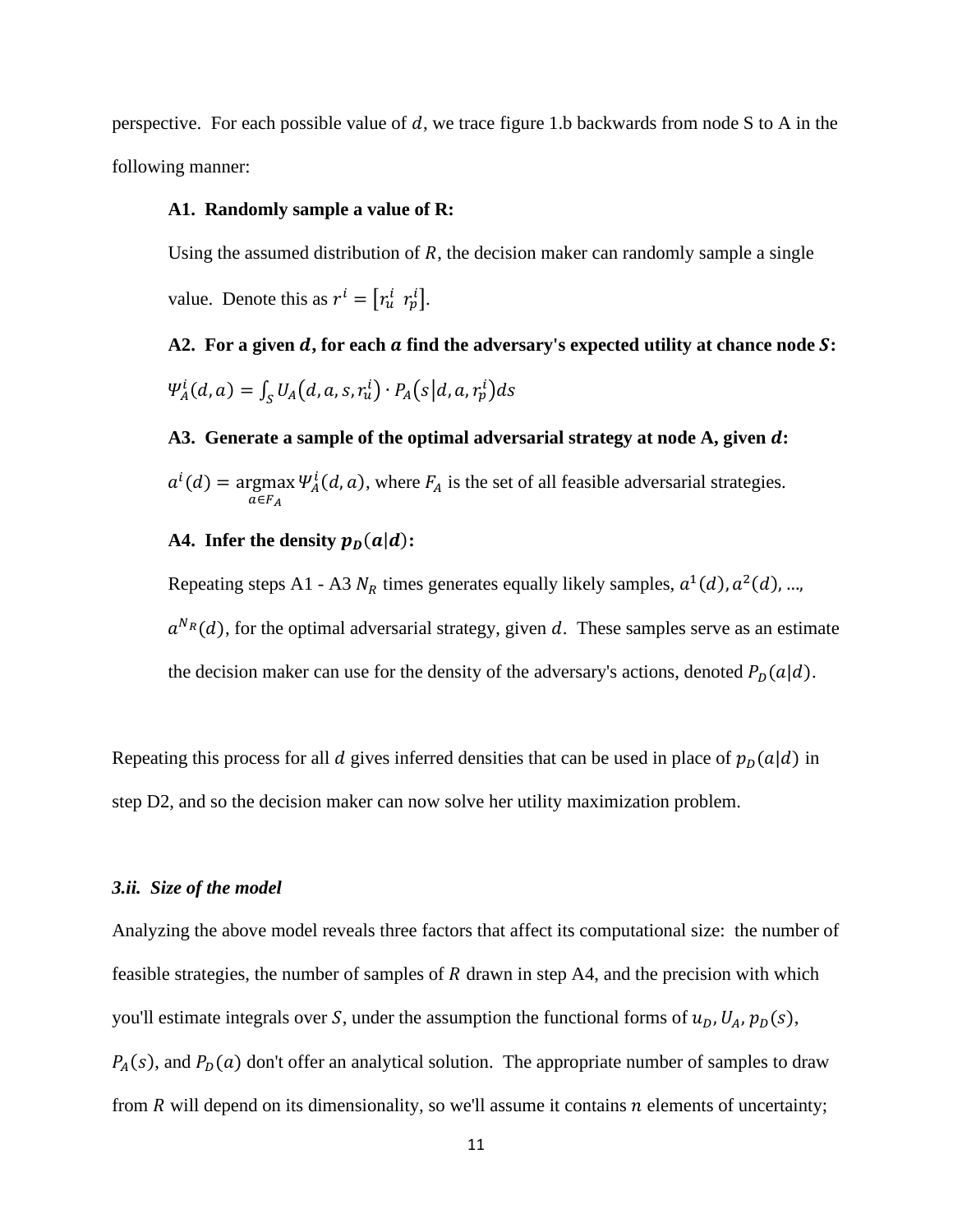perspective. For each possible value of $d$, we trace figure 1.b backwards from node S to A in the following manner:

**A1. Randomly sample a value of R:**

Using the assumed distribution of $R$, the decision maker can randomly sample a single value. Denote this as $r^i = [r_u^i \;\; r_p^i]$.

**A2. For a given $d$, for each $a$ find the adversary's expected utility at chance node $S$:**

$\Psi_A^i(d, a) = \int_S U_A(d, a, s, r_u^i) \cdot P_A(s|d, a, r_p^i) ds$

**A3. Generate a sample of the optimal adversarial strategy at node A, given $d$:**

$a^i(d) = \underset{a \in F_A}{\operatorname{argmax}} \Psi_A^i(d, a)$, where $F_A$ is the set of all feasible adversarial strategies.

**A4. Infer the density $p_D(a|d)$:**

Repeating steps A1 - A3 $N_R$ times generates equally likely samples, $a^1(d), a^2(d), \ldots,$ $a^{N_R}(d)$, for the optimal adversarial strategy, given $d$. These samples serve as an estimate the decision maker can use for the density of the adversary's actions, denoted $P_D(a|d)$.

Repeating this process for all $d$ gives inferred densities that can be used in place of $p_D(a|d)$ in step D2, and so the decision maker can now solve her utility maximization problem.

### *3.ii. Size of the model*

Analyzing the above model reveals three factors that affect its computational size: the number of feasible strategies, the number of samples of $R$ drawn in step A4, and the precision with which you'll estimate integrals over $S$, under the assumption the functional forms of $u_D$, $U_A$, $p_D(s)$, $P_A(s)$, and $P_D(a)$ don't offer an analytical solution. The appropriate number of samples to draw from $R$ will depend on its dimensionality, so we'll assume it contains $n$ elements of uncertainty;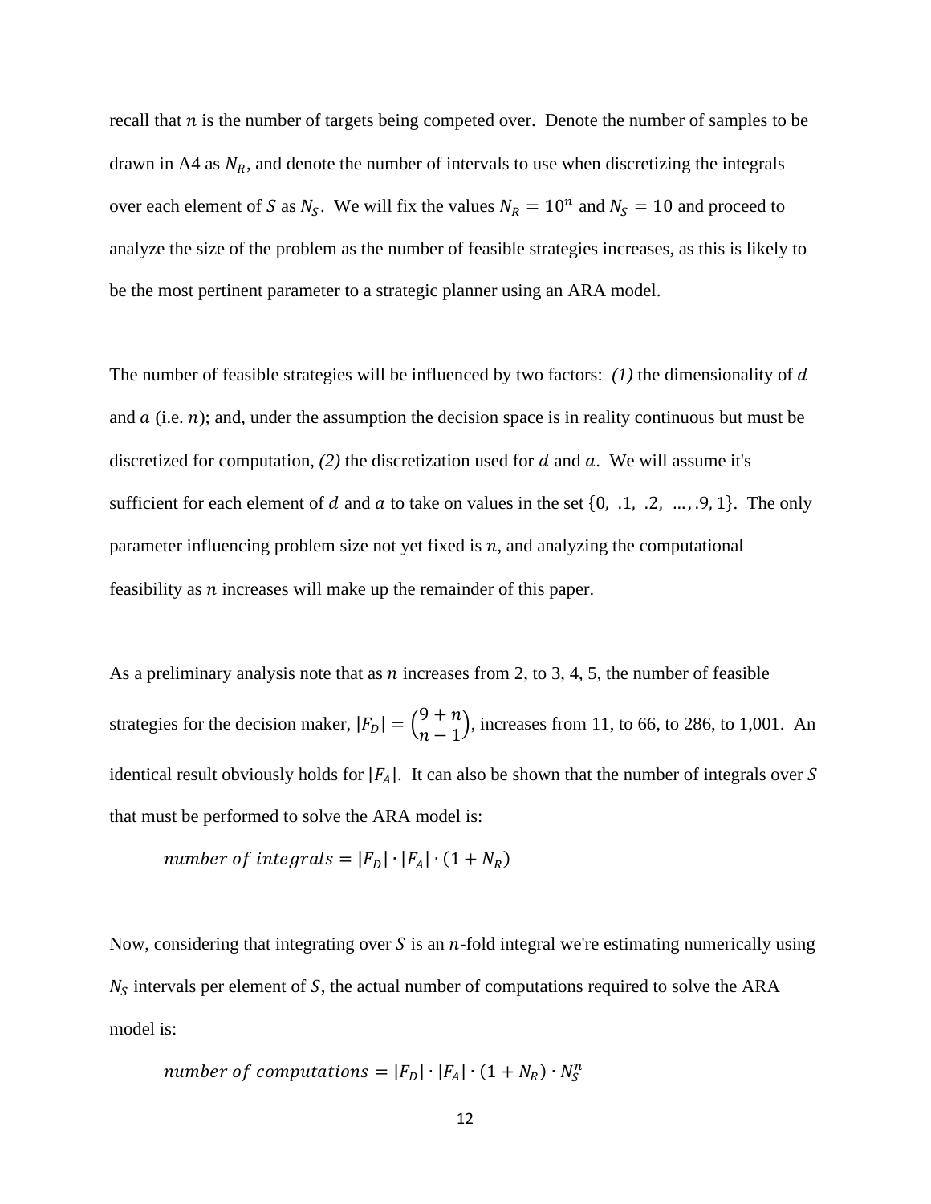recall that $n$ is the number of targets being competed over. Denote the number of samples to be drawn in A4 as $N_R$, and denote the number of intervals to use when discretizing the integrals over each element of $S$ as $N_S$. We will fix the values $N_R = 10^n$ and $N_S = 10$ and proceed to analyze the size of the problem as the number of feasible strategies increases, as this is likely to be the most pertinent parameter to a strategic planner using an ARA model.

The number of feasible strategies will be influenced by two factors: *(1)* the dimensionality of $d$ and $a$ (i.e. $n$); and, under the assumption the decision space is in reality continuous but must be discretized for computation, *(2)* the discretization used for $d$ and $a$. We will assume it's sufficient for each element of $d$ and $a$ to take on values in the set $\{0, .1, .2, \ldots, .9, 1\}$. The only parameter influencing problem size not yet fixed is $n$, and analyzing the computational feasibility as $n$ increases will make up the remainder of this paper.

As a preliminary analysis note that as $n$ increases from 2, to 3, 4, 5, the number of feasible strategies for the decision maker, $|F_D| = \binom{9+n}{n-1}$, increases from 11, to 66, to 286, to 1,001. An identical result obviously holds for $|F_A|$. It can also be shown that the number of integrals over $S$ that must be performed to solve the ARA model is:

$$number\ of\ integrals = |F_D| \cdot |F_A| \cdot (1 + N_R)$$

Now, considering that integrating over $S$ is an $n$-fold integral we're estimating numerically using $N_S$ intervals per element of $S$, the actual number of computations required to solve the ARA model is:

$$number\ of\ computations = |F_D| \cdot |F_A| \cdot (1 + N_R) \cdot N_S^n$$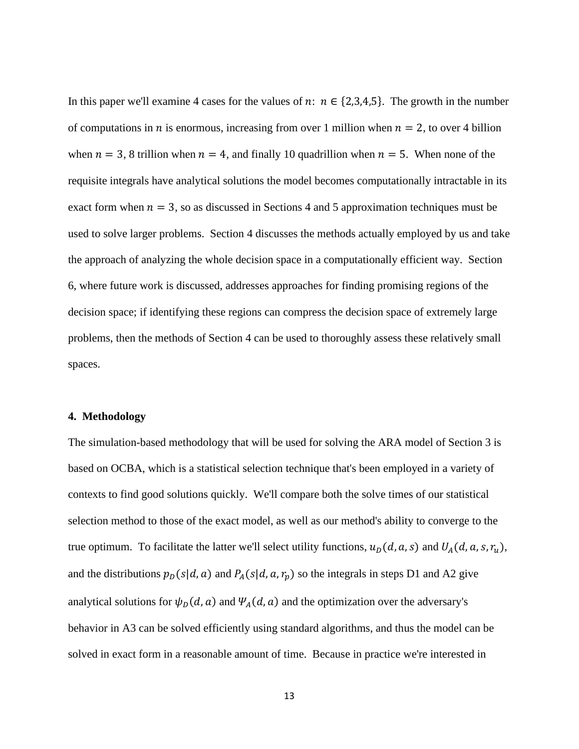In this paper we'll examine 4 cases for the values of $n$: $n \in \{2,3,4,5\}$. The growth in the number of computations in $n$ is enormous, increasing from over 1 million when $n = 2$, to over 4 billion when $n = 3$, 8 trillion when $n = 4$, and finally 10 quadrillion when $n = 5$. When none of the requisite integrals have analytical solutions the model becomes computationally intractable in its exact form when $n = 3$, so as discussed in Sections 4 and 5 approximation techniques must be used to solve larger problems. Section 4 discusses the methods actually employed by us and take the approach of analyzing the whole decision space in a computationally efficient way. Section 6, where future work is discussed, addresses approaches for finding promising regions of the decision space; if identifying these regions can compress the decision space of extremely large problems, then the methods of Section 4 can be used to thoroughly assess these relatively small spaces.

## 4. Methodology

The simulation-based methodology that will be used for solving the ARA model of Section 3 is based on OCBA, which is a statistical selection technique that's been employed in a variety of contexts to find good solutions quickly. We'll compare both the solve times of our statistical selection method to those of the exact model, as well as our method's ability to converge to the true optimum. To facilitate the latter we'll select utility functions, $u_D(d, a, s)$ and $U_A(d, a, s, r_u)$, and the distributions $p_D(s|d, a)$ and $P_A(s|d, a, r_p)$ so the integrals in steps D1 and A2 give analytical solutions for $\psi_D(d, a)$ and $\Psi_A(d, a)$ and the optimization over the adversary's behavior in A3 can be solved efficiently using standard algorithms, and thus the model can be solved in exact form in a reasonable amount of time. Because in practice we're interested in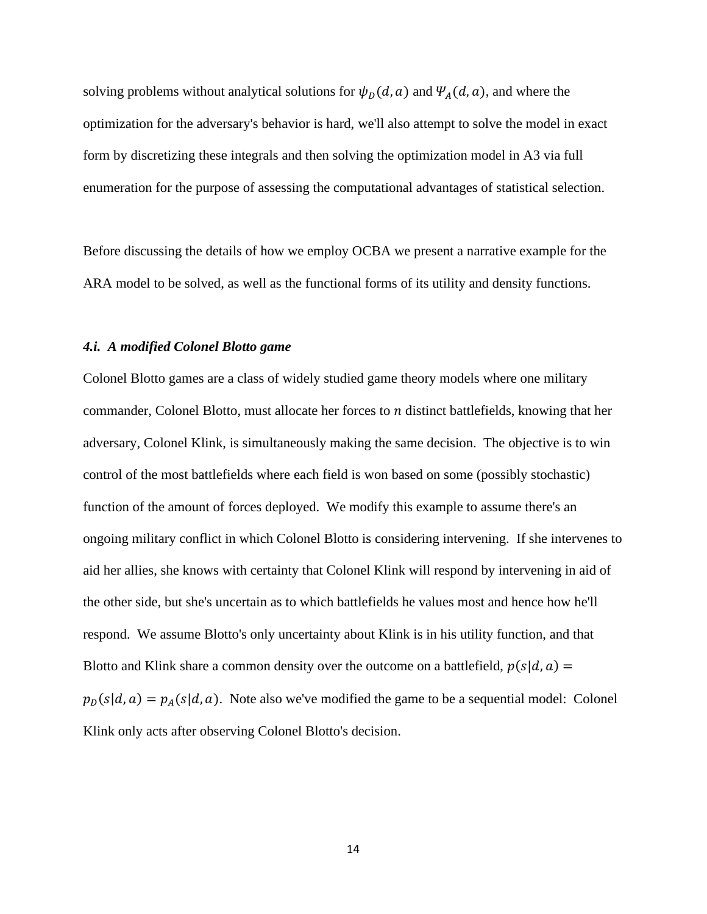solving problems without analytical solutions for $\psi_D(d, a)$ and $\Psi_A(d, a)$, and where the optimization for the adversary's behavior is hard, we'll also attempt to solve the model in exact form by discretizing these integrals and then solving the optimization model in A3 via full enumeration for the purpose of assessing the computational advantages of statistical selection.

Before discussing the details of how we employ OCBA we present a narrative example for the ARA model to be solved, as well as the functional forms of its utility and density functions.

### *4.i. A modified Colonel Blotto game*

Colonel Blotto games are a class of widely studied game theory models where one military commander, Colonel Blotto, must allocate her forces to $n$ distinct battlefields, knowing that her adversary, Colonel Klink, is simultaneously making the same decision. The objective is to win control of the most battlefields where each field is won based on some (possibly stochastic) function of the amount of forces deployed. We modify this example to assume there's an ongoing military conflict in which Colonel Blotto is considering intervening. If she intervenes to aid her allies, she knows with certainty that Colonel Klink will respond by intervening in aid of the other side, but she's uncertain as to which battlefields he values most and hence how he'll respond. We assume Blotto's only uncertainty about Klink is in his utility function, and that Blotto and Klink share a common density over the outcome on a battlefield, $p(s|d, a) = p_D(s|d, a) = p_A(s|d, a)$. Note also we've modified the game to be a sequential model: Colonel Klink only acts after observing Colonel Blotto's decision.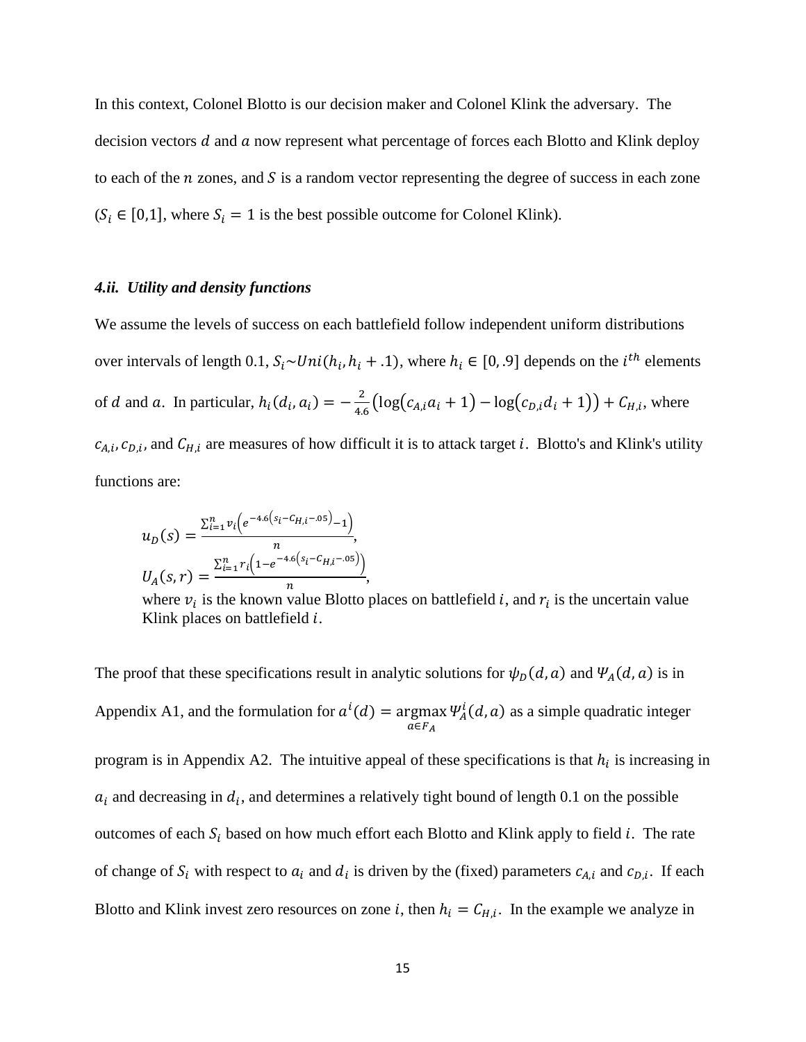In this context, Colonel Blotto is our decision maker and Colonel Klink the adversary. The decision vectors $d$ and $a$ now represent what percentage of forces each Blotto and Klink deploy to each of the $n$ zones, and $S$ is a random vector representing the degree of success in each zone ($S_i \in [0,1]$, where $S_i = 1$ is the best possible outcome for Colonel Klink).

### *4.ii. Utility and density functions*

We assume the levels of success on each battlefield follow independent uniform distributions over intervals of length 0.1, $S_i \sim Uni(h_i, h_i + .1)$, where $h_i \in [0, .9]$ depends on the $i^{th}$ elements of $d$ and $a$. In particular, $h_i(d_i, a_i) = -\frac{2}{4.6}\left(\log(c_{A,i}a_i + 1) - \log(c_{D,i}d_i + 1)\right) + C_{H,i}$, where $c_{A,i}, c_{D,i}$, and $C_{H,i}$ are measures of how difficult it is to attack target $i$. Blotto's and Klink's utility functions are:

$$u_D(s) = \frac{\sum_{i=1}^{n} v_i\left(e^{-4.6\left(s_i - C_{H,i} - .05\right)} - 1\right)}{n},$$

$$U_A(s, r) = \frac{\sum_{i=1}^{n} r_i\left(1 - e^{-4.6\left(s_i - C_{H,i} - .05\right)}\right)}{n},$$

where $v_i$ is the known value Blotto places on battlefield $i$, and $r_i$ is the uncertain value Klink places on battlefield $i$.

The proof that these specifications result in analytic solutions for $\psi_D(d, a)$ and $\Psi_A(d, a)$ is in Appendix A1, and the formulation for $a^i(d) = \underset{a \in F_A}{\operatorname{argmax}}\, \Psi_A^i(d, a)$ as a simple quadratic integer program is in Appendix A2. The intuitive appeal of these specifications is that $h_i$ is increasing in $a_i$ and decreasing in $d_i$, and determines a relatively tight bound of length 0.1 on the possible outcomes of each $S_i$ based on how much effort each Blotto and Klink apply to field $i$. The rate of change of $S_i$ with respect to $a_i$ and $d_i$ is driven by the (fixed) parameters $c_{A,i}$ and $c_{D,i}$. If each Blotto and Klink invest zero resources on zone $i$, then $h_i = C_{H,i}$. In the example we analyze in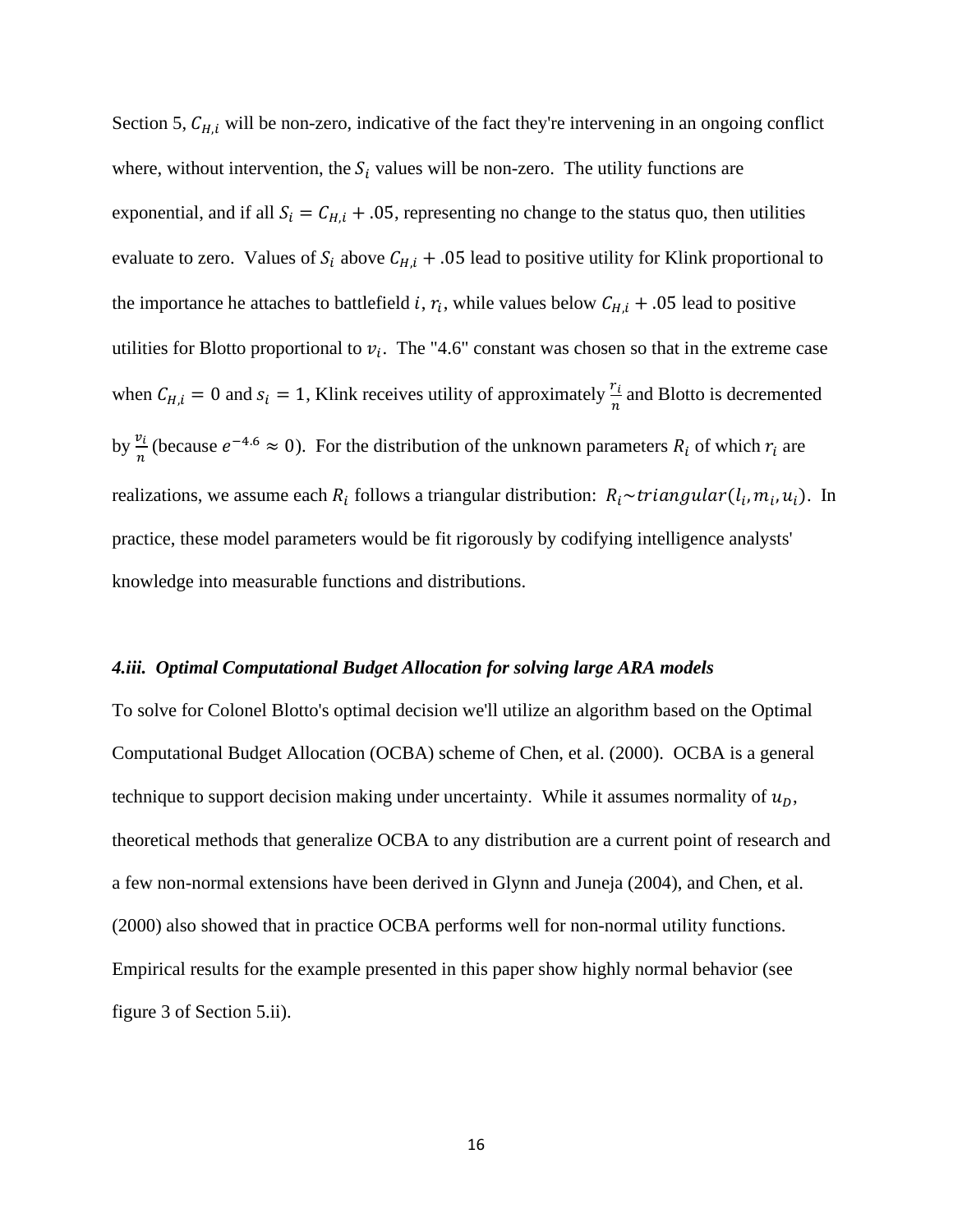Section 5, $C_{H,i}$ will be non-zero, indicative of the fact they're intervening in an ongoing conflict where, without intervention, the $S_i$ values will be non-zero. The utility functions are exponential, and if all $S_i = C_{H,i} + .05$, representing no change to the status quo, then utilities evaluate to zero. Values of $S_i$ above $C_{H,i} + .05$ lead to positive utility for Klink proportional to the importance he attaches to battlefield $i$, $r_i$, while values below $C_{H,i} + .05$ lead to positive utilities for Blotto proportional to $v_i$. The "4.6" constant was chosen so that in the extreme case when $C_{H,i} = 0$ and $s_i = 1$, Klink receives utility of approximately $\frac{r_i}{n}$ and Blotto is decremented by $\frac{v_i}{n}$ (because $e^{-4.6} \approx 0$). For the distribution of the unknown parameters $R_i$ of which $r_i$ are realizations, we assume each $R_i$ follows a triangular distribution: $R_i \sim triangular(l_i, m_i, u_i)$. In practice, these model parameters would be fit rigorously by codifying intelligence analysts' knowledge into measurable functions and distributions.

### *4.iii. Optimal Computational Budget Allocation for solving large ARA models*

To solve for Colonel Blotto's optimal decision we'll utilize an algorithm based on the Optimal Computational Budget Allocation (OCBA) scheme of Chen, et al. (2000). OCBA is a general technique to support decision making under uncertainty. While it assumes normality of $u_D$, theoretical methods that generalize OCBA to any distribution are a current point of research and a few non-normal extensions have been derived in Glynn and Juneja (2004), and Chen, et al. (2000) also showed that in practice OCBA performs well for non-normal utility functions. Empirical results for the example presented in this paper show highly normal behavior (see figure 3 of Section 5.ii).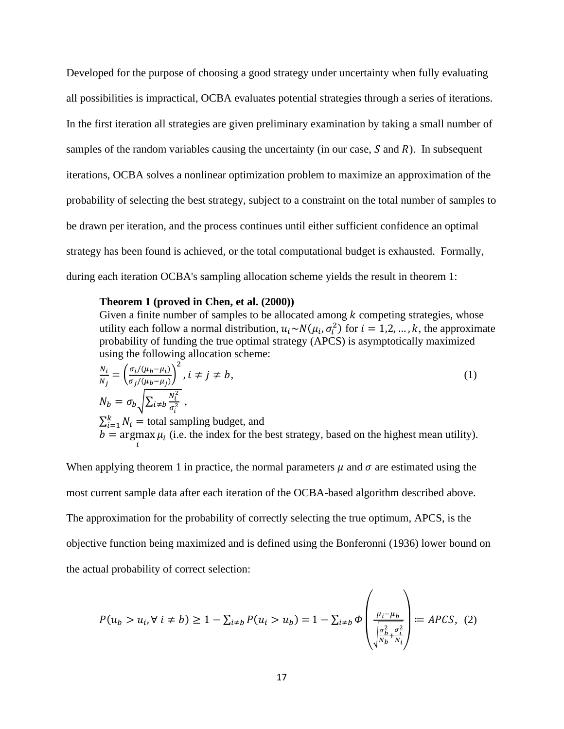Developed for the purpose of choosing a good strategy under uncertainty when fully evaluating all possibilities is impractical, OCBA evaluates potential strategies through a series of iterations. In the first iteration all strategies are given preliminary examination by taking a small number of samples of the random variables causing the uncertainty (in our case, $S$ and $R$). In subsequent iterations, OCBA solves a nonlinear optimization problem to maximize an approximation of the probability of selecting the best strategy, subject to a constraint on the total number of samples to be drawn per iteration, and the process continues until either sufficient confidence an optimal strategy has been found is achieved, or the total computational budget is exhausted. Formally, during each iteration OCBA's sampling allocation scheme yields the result in theorem 1:

> **Theorem 1 (proved in Chen, et al. (2000))**
> Given a finite number of samples to be allocated among $k$ competing strategies, whose utility each follow a normal distribution, $u_i \sim N(\mu_i, \sigma_i^2)$ for $i = 1,2, \ldots, k$, the approximate probability of funding the true optimal strategy (APCS) is asymptotically maximized using the following allocation scheme:
>
> $$\frac{N_i}{N_j} = \left(\frac{\sigma_i/(\mu_b - \mu_i)}{\sigma_j/(\mu_b - \mu_j)}\right)^2, \; i \neq j \neq b, \tag{1}$$
>
> $$N_b = \sigma_b \sqrt{\sum_{i \neq b} \frac{N_i^2}{\sigma_i^2}} \;,$$
>
> $\sum_{i=1}^{k} N_i =$ total sampling budget, and
>
> $b = \underset{i}{\operatorname{argmax}}\, \mu_i$ (i.e. the index for the best strategy, based on the highest mean utility).

When applying theorem 1 in practice, the normal parameters $\mu$ and $\sigma$ are estimated using the most current sample data after each iteration of the OCBA-based algorithm described above. The approximation for the probability of correctly selecting the true optimum, APCS, is the objective function being maximized and is defined using the Bonferonni (1936) lower bound on the actual probability of correct selection:

$$P(u_b > u_i, \forall\, i \neq b) \geq 1 - \sum_{i \neq b} P(u_i > u_b) = 1 - \sum_{i \neq b} \Phi\left(\frac{\mu_i - \mu_b}{\sqrt{\frac{\sigma_b^2}{N_b} + \frac{\sigma_i^2}{N_i}}}\right) \coloneqq APCS, \tag{2}$$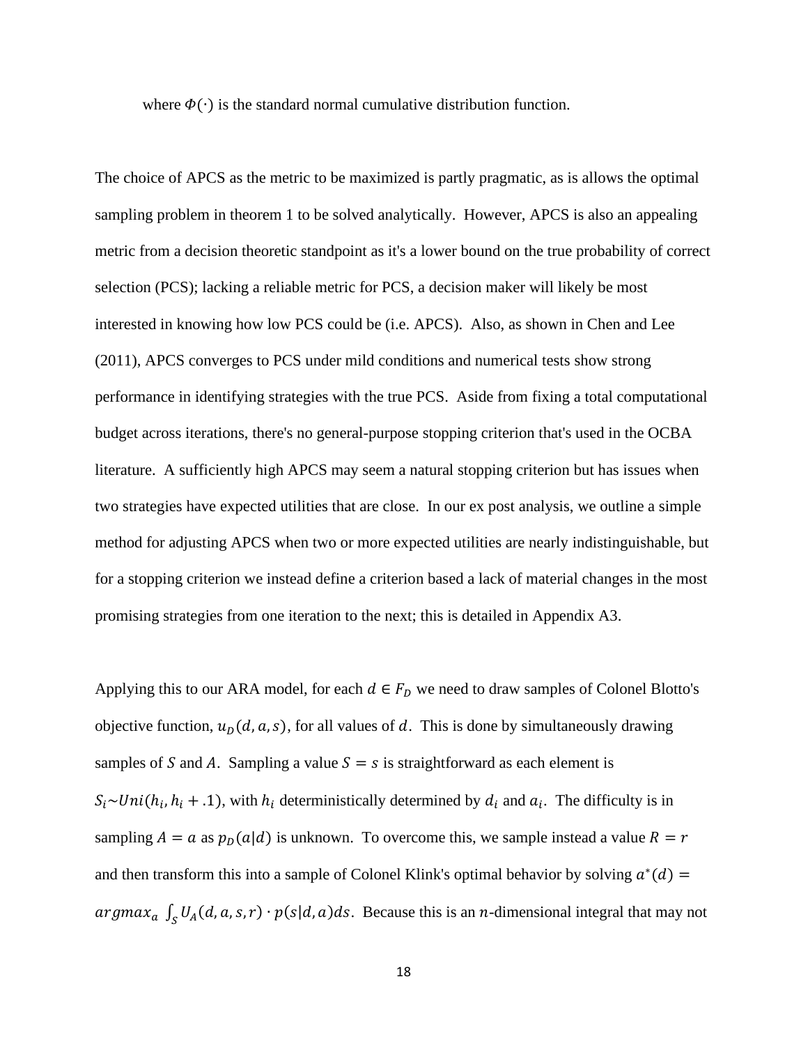where $\Phi(\cdot)$ is the standard normal cumulative distribution function.

The choice of APCS as the metric to be maximized is partly pragmatic, as is allows the optimal sampling problem in theorem 1 to be solved analytically. However, APCS is also an appealing metric from a decision theoretic standpoint as it's a lower bound on the true probability of correct selection (PCS); lacking a reliable metric for PCS, a decision maker will likely be most interested in knowing how low PCS could be (i.e. APCS). Also, as shown in Chen and Lee (2011), APCS converges to PCS under mild conditions and numerical tests show strong performance in identifying strategies with the true PCS. Aside from fixing a total computational budget across iterations, there's no general-purpose stopping criterion that's used in the OCBA literature. A sufficiently high APCS may seem a natural stopping criterion but has issues when two strategies have expected utilities that are close. In our ex post analysis, we outline a simple method for adjusting APCS when two or more expected utilities are nearly indistinguishable, but for a stopping criterion we instead define a criterion based a lack of material changes in the most promising strategies from one iteration to the next; this is detailed in Appendix A3.

Applying this to our ARA model, for each $d \in F_D$ we need to draw samples of Colonel Blotto's objective function, $u_D(d, a, s)$, for all values of $d$. This is done by simultaneously drawing samples of $S$ and $A$. Sampling a value $S = s$ is straightforward as each element is $S_i \sim Uni(h_i, h_i + .1)$, with $h_i$ deterministically determined by $d_i$ and $a_i$. The difficulty is in sampling $A = a$ as $p_D(a|d)$ is unknown. To overcome this, we sample instead a value $R = r$ and then transform this into a sample of Colonel Klink's optimal behavior by solving $a^*(d) = argmax_a \int_S U_A(d, a, s, r) \cdot p(s|d, a)ds$. Because this is an $n$-dimensional integral that may not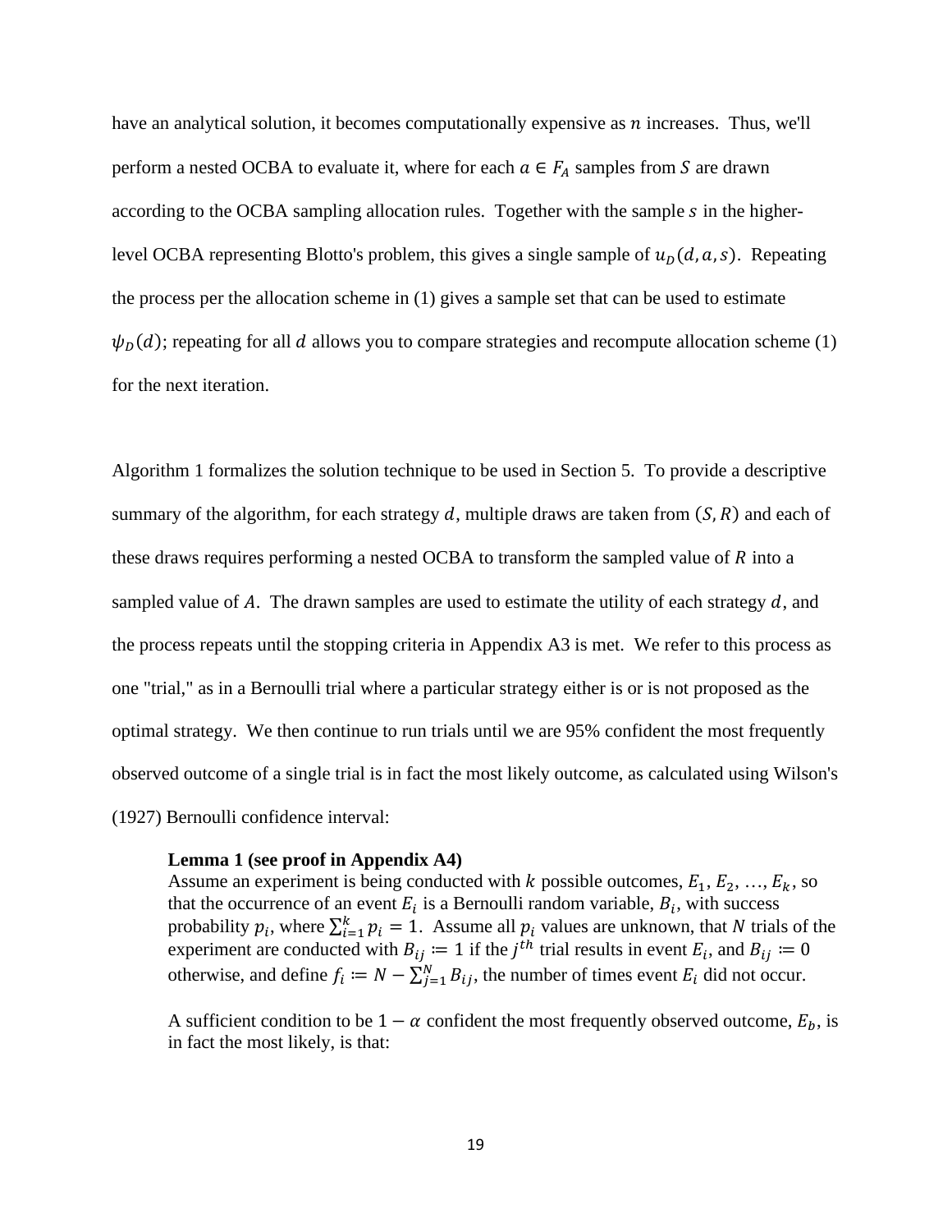have an analytical solution, it becomes computationally expensive as $n$ increases. Thus, we'll perform a nested OCBA to evaluate it, where for each $a \in F_A$ samples from $S$ are drawn according to the OCBA sampling allocation rules. Together with the sample $s$ in the higher-level OCBA representing Blotto's problem, this gives a single sample of $u_D(d, a, s)$. Repeating the process per the allocation scheme in (1) gives a sample set that can be used to estimate $\psi_D(d)$; repeating for all $d$ allows you to compare strategies and recompute allocation scheme (1) for the next iteration.

Algorithm 1 formalizes the solution technique to be used in Section 5. To provide a descriptive summary of the algorithm, for each strategy $d$, multiple draws are taken from $(S, R)$ and each of these draws requires performing a nested OCBA to transform the sampled value of $R$ into a sampled value of $A$. The drawn samples are used to estimate the utility of each strategy $d$, and the process repeats until the stopping criteria in Appendix A3 is met. We refer to this process as one "trial," as in a Bernoulli trial where a particular strategy either is or is not proposed as the optimal strategy. We then continue to run trials until we are 95% confident the most frequently observed outcome of a single trial is in fact the most likely outcome, as calculated using Wilson's (1927) Bernoulli confidence interval:

> **Lemma 1 (see proof in Appendix A4)**
> Assume an experiment is being conducted with $k$ possible outcomes, $E_1, E_2, \ldots, E_k$, so that the occurrence of an event $E_i$ is a Bernoulli random variable, $B_i$, with success probability $p_i$, where $\sum_{i=1}^{k} p_i = 1$. Assume all $p_i$ values are unknown, that $N$ trials of the experiment are conducted with $B_{ij} \coloneqq 1$ if the $j^{th}$ trial results in event $E_i$, and $B_{ij} \coloneqq 0$ otherwise, and define $f_i \coloneqq N - \sum_{j=1}^{N} B_{ij}$, the number of times event $E_i$ did not occur.
>
> A sufficient condition to be $1 - \alpha$ confident the most frequently observed outcome, $E_b$, is in fact the most likely, is that: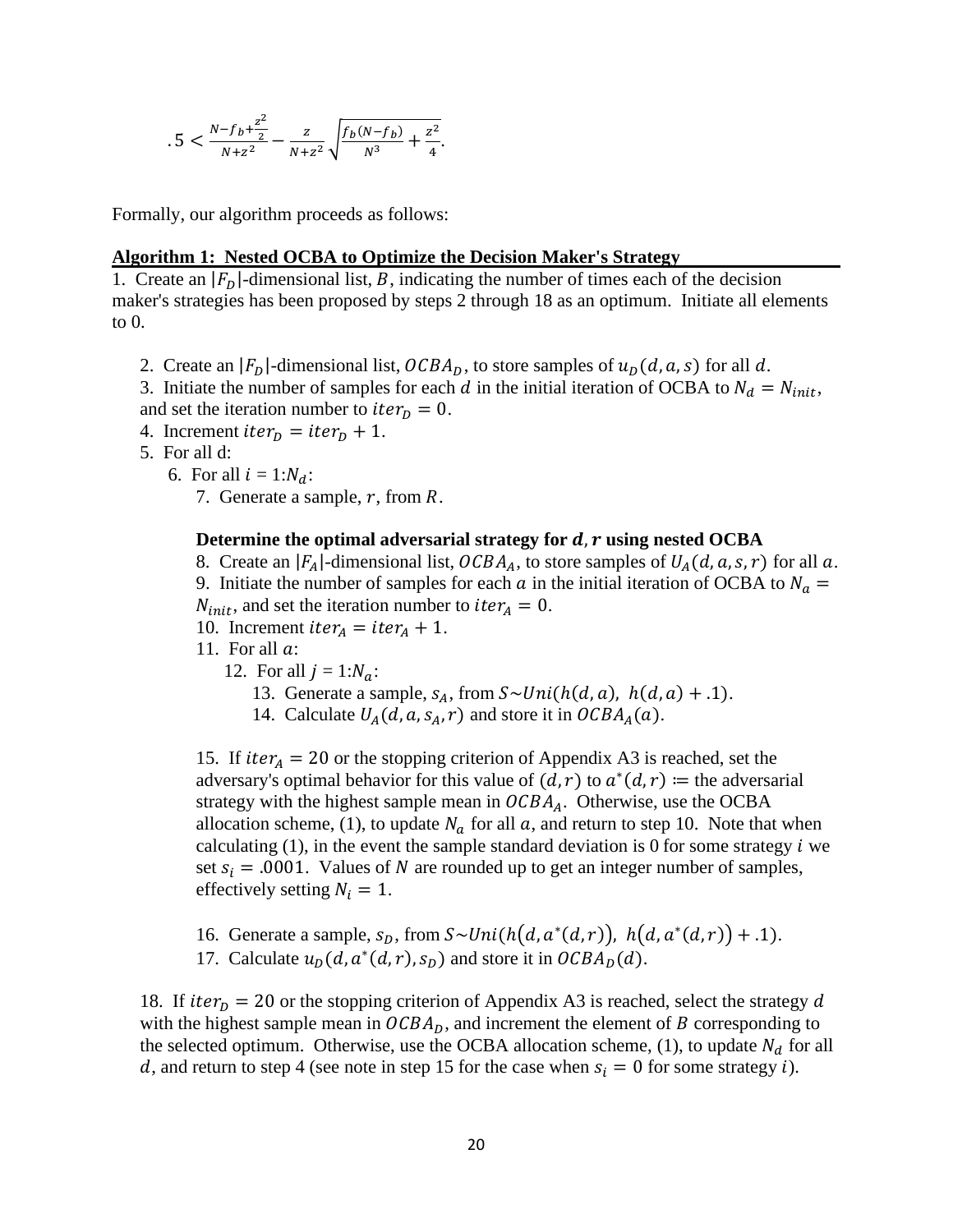$$.5 < \frac{N - f_b + \frac{z^2}{2}}{N + z^2} - \frac{z}{N + z^2}\sqrt{\frac{f_b(N - f_b)}{N^3} + \frac{z^2}{4}}.$$

Formally, our algorithm proceeds as follows:

**Algorithm 1: Nested OCBA to Optimize the Decision Maker's Strategy**

1. Create an $|F_D|$-dimensional list, $B$, indicating the number of times each of the decision maker's strategies has been proposed by steps 2 through 18 as an optimum. Initiate all elements to 0.

   2. Create an $|F_D|$-dimensional list, $OCBA_D$, to store samples of $u_D(d, a, s)$ for all $d$.
   3. Initiate the number of samples for each $d$ in the initial iteration of OCBA to $N_d = N_{init}$, and set the iteration number to $iter_D = 0$.
   4. Increment $iter_D = iter_D + 1$.
   5. For all d:
      6. For all $i = 1{:}N_d$:
         7. Generate a sample, $r$, from $R$.

         **Determine the optimal adversarial strategy for $d, r$ using nested OCBA**

         8. Create an $|F_A|$-dimensional list, $OCBA_A$, to store samples of $U_A(d, a, s, r)$ for all $a$.
         9. Initiate the number of samples for each $a$ in the initial iteration of OCBA to $N_a = N_{init}$, and set the iteration number to $iter_A = 0$.
         10. Increment $iter_A = iter_A + 1$.
         11. For all $a$:
             12. For all $j = 1{:}N_a$:
                 13. Generate a sample, $s_A$, from $S \sim Uni(h(d, a),\ h(d, a) + .1)$.
                 14. Calculate $U_A(d, a, s_A, r)$ and store it in $OCBA_A(a)$.

         15. If $iter_A = 20$ or the stopping criterion of Appendix A3 is reached, set the adversary's optimal behavior for this value of $(d, r)$ to $a^*(d, r) :=$ the adversarial strategy with the highest sample mean in $OCBA_A$. Otherwise, use the OCBA allocation scheme, (1), to update $N_a$ for all $a$, and return to step 10. Note that when calculating (1), in the event the sample standard deviation is 0 for some strategy $i$ we set $s_i = .0001$. Values of $N$ are rounded up to get an integer number of samples, effectively setting $N_i = 1$.

         16. Generate a sample, $s_D$, from $S \sim Uni(h(d, a^*(d, r)),\ h(d, a^*(d, r)) + .1)$.
         17. Calculate $u_D(d, a^*(d, r), s_D)$ and store it in $OCBA_D(d)$.

   18. If $iter_D = 20$ or the stopping criterion of Appendix A3 is reached, select the strategy $d$ with the highest sample mean in $OCBA_D$, and increment the element of $B$ corresponding to the selected optimum. Otherwise, use the OCBA allocation scheme, (1), to update $N_d$ for all $d$, and return to step 4 (see note in step 15 for the case when $s_i = 0$ for some strategy $i$).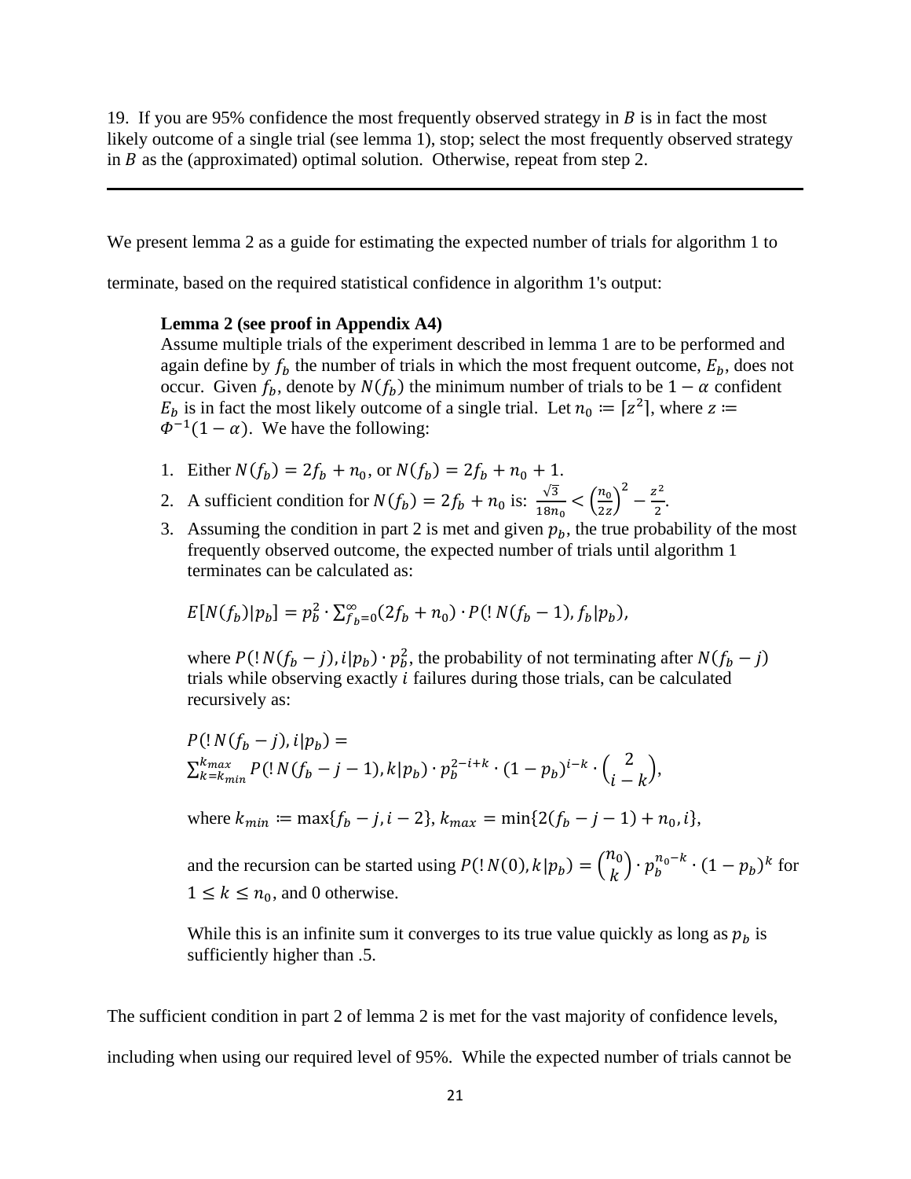19. If you are 95% confidence the most frequently observed strategy in $B$ is in fact the most likely outcome of a single trial (see lemma 1), stop; select the most frequently observed strategy in $B$ as the (approximated) optimal solution. Otherwise, repeat from step 2.

---

We present lemma 2 as a guide for estimating the expected number of trials for algorithm 1 to terminate, based on the required statistical confidence in algorithm 1's output:

> **Lemma 2 (see proof in Appendix A4)**
> Assume multiple trials of the experiment described in lemma 1 are to be performed and again define by $f_b$ the number of trials in which the most frequent outcome, $E_b$, does not occur. Given $f_b$, denote by $N(f_b)$ the minimum number of trials to be $1-\alpha$ confident $E_b$ is in fact the most likely outcome of a single trial. Let $n_0 := \lceil z^2 \rceil$, where $z := \Phi^{-1}(1-\alpha)$. We have the following:
>
> 1. Either $N(f_b) = 2f_b + n_0$, or $N(f_b) = 2f_b + n_0 + 1$.
> 2. A sufficient condition for $N(f_b) = 2f_b + n_0$ is: $\frac{\sqrt{3}}{18n_0} < \left(\frac{n_0}{2z}\right)^2 - \frac{z^2}{2}$.
> 3. Assuming the condition in part 2 is met and given $p_b$, the true probability of the most frequently observed outcome, the expected number of trials until algorithm 1 terminates can be calculated as:
>
>    $E[N(f_b)|p_b] = p_b^2 \cdot \sum_{f_b=0}^{\infty}(2f_b + n_0) \cdot P(!N(f_b-1), f_b|p_b)$,
>
>    where $P(!N(f_b-j), i|p_b) \cdot p_b^2$, the probability of not terminating after $N(f_b-j)$ trials while observing exactly $i$ failures during those trials, can be calculated recursively as:
>
>    $P(!N(f_b-j), i|p_b) =$
>    $\sum_{k=k_{min}}^{k_{max}} P(!N(f_b-j-1), k|p_b) \cdot p_b^{2-i+k} \cdot (1-p_b)^{i-k} \cdot \binom{2}{i-k}$,
>
>    where $k_{min} := \max\{f_b - j, i-2\}$, $k_{max} = \min\{2(f_b - j - 1) + n_0, i\}$,
>
>    and the recursion can be started using $P(!N(0), k|p_b) = \binom{n_0}{k} \cdot p_b^{n_0-k} \cdot (1-p_b)^k$ for $1 \le k \le n_0$, and 0 otherwise.
>
>    While this is an infinite sum it converges to its true value quickly as long as $p_b$ is sufficiently higher than .5.

The sufficient condition in part 2 of lemma 2 is met for the vast majority of confidence levels, including when using our required level of 95%. While the expected number of trials cannot be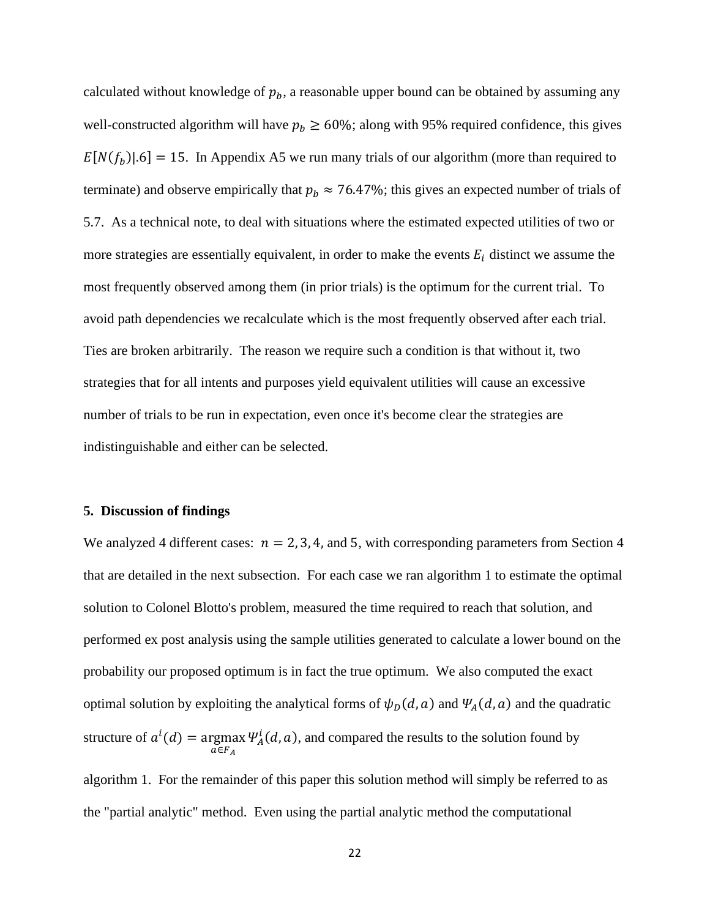calculated without knowledge of $p_b$, a reasonable upper bound can be obtained by assuming any well-constructed algorithm will have $p_b \geq 60\%$; along with 95% required confidence, this gives $E[N(f_b)|.6] = 15$. In Appendix A5 we run many trials of our algorithm (more than required to terminate) and observe empirically that $p_b \approx 76.47\%$; this gives an expected number of trials of 5.7. As a technical note, to deal with situations where the estimated expected utilities of two or more strategies are essentially equivalent, in order to make the events $E_i$ distinct we assume the most frequently observed among them (in prior trials) is the optimum for the current trial. To avoid path dependencies we recalculate which is the most frequently observed after each trial. Ties are broken arbitrarily. The reason we require such a condition is that without it, two strategies that for all intents and purposes yield equivalent utilities will cause an excessive number of trials to be run in expectation, even once it's become clear the strategies are indistinguishable and either can be selected.

## 5. Discussion of findings

We analyzed 4 different cases: $n = 2, 3, 4,$ and $5$, with corresponding parameters from Section 4 that are detailed in the next subsection. For each case we ran algorithm 1 to estimate the optimal solution to Colonel Blotto's problem, measured the time required to reach that solution, and performed ex post analysis using the sample utilities generated to calculate a lower bound on the probability our proposed optimum is in fact the true optimum. We also computed the exact optimal solution by exploiting the analytical forms of $\psi_D(d,a)$ and $\Psi_A(d,a)$ and the quadratic structure of $a^i(d) = \underset{a \in F_A}{\operatorname{argmax}} \Psi_A^i(d,a)$, and compared the results to the solution found by algorithm 1. For the remainder of this paper this solution method will simply be referred to as the "partial analytic" method. Even using the partial analytic method the computational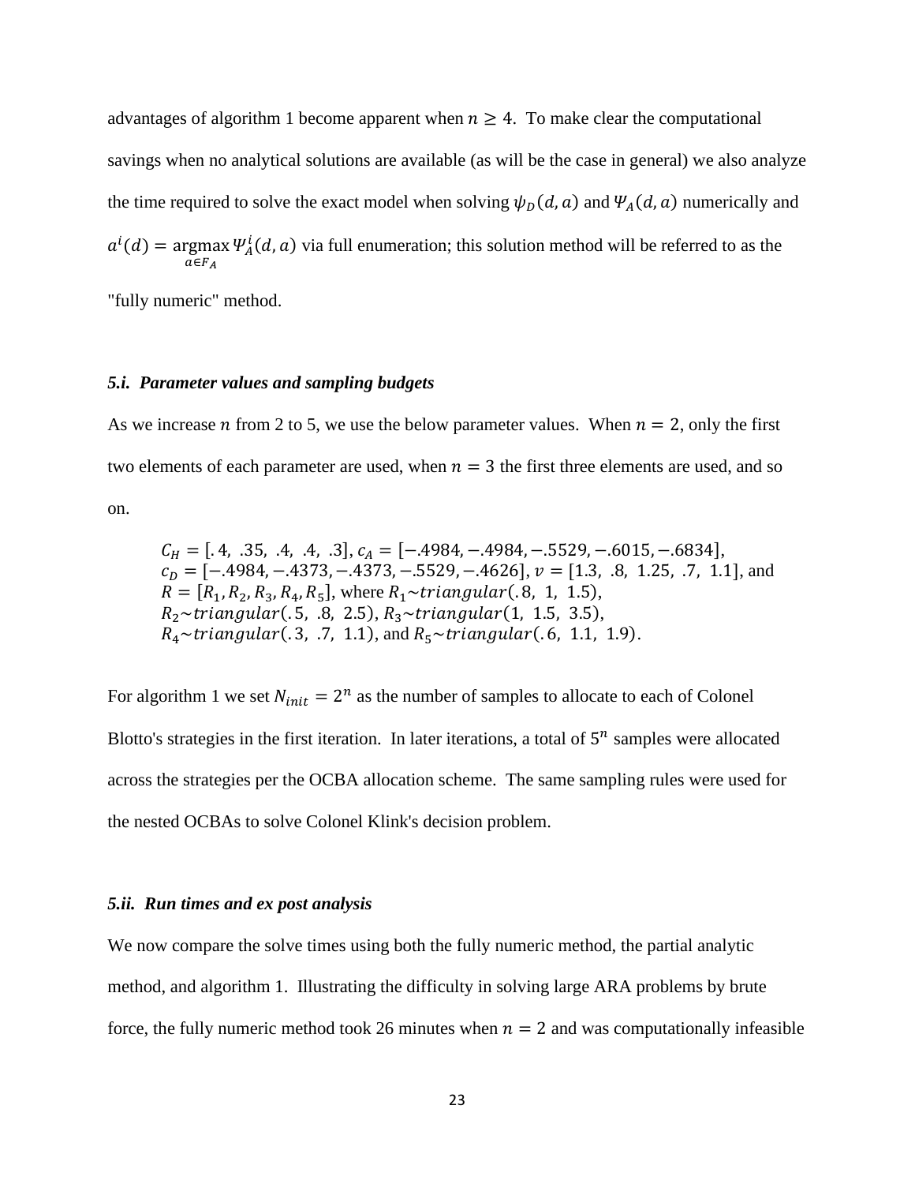advantages of algorithm 1 become apparent when $n \geq 4$. To make clear the computational savings when no analytical solutions are available (as will be the case in general) we also analyze the time required to solve the exact model when solving $\psi_D(d, a)$ and $\Psi_A(d, a)$ numerically and $a^i(d) = \underset{a \in F_A}{\operatorname{argmax}} \Psi_A^i(d, a)$ via full enumeration; this solution method will be referred to as the "fully numeric" method.

### *5.i. Parameter values and sampling budgets*

As we increase $n$ from 2 to 5, we use the below parameter values. When $n = 2$, only the first two elements of each parameter are used, when $n = 3$ the first three elements are used, and so on.

> $C_H = [.4,\ .35,\ .4,\ .4,\ .3]$, $c_A = [-.4984, -.4984, -.5529, -.6015, -.6834]$, $c_D = [-.4984, -.4373, -.4373, -.5529, -.4626]$, $v = [1.3,\ .8,\ 1.25,\ .7,\ 1.1]$, and $R = [R_1, R_2, R_3, R_4, R_5]$, where $R_1 \sim triangular(.8,\ 1,\ 1.5)$, $R_2 \sim triangular(.5,\ .8,\ 2.5)$, $R_3 \sim triangular(1,\ 1.5,\ 3.5)$, $R_4 \sim triangular(.3,\ .7,\ 1.1)$, and $R_5 \sim triangular(.6,\ 1.1,\ 1.9)$.

For algorithm 1 we set $N_{init} = 2^n$ as the number of samples to allocate to each of Colonel Blotto's strategies in the first iteration. In later iterations, a total of $5^n$ samples were allocated across the strategies per the OCBA allocation scheme. The same sampling rules were used for the nested OCBAs to solve Colonel Klink's decision problem.

### *5.ii. Run times and ex post analysis*

We now compare the solve times using both the fully numeric method, the partial analytic method, and algorithm 1. Illustrating the difficulty in solving large ARA problems by brute force, the fully numeric method took 26 minutes when $n = 2$ and was computationally infeasible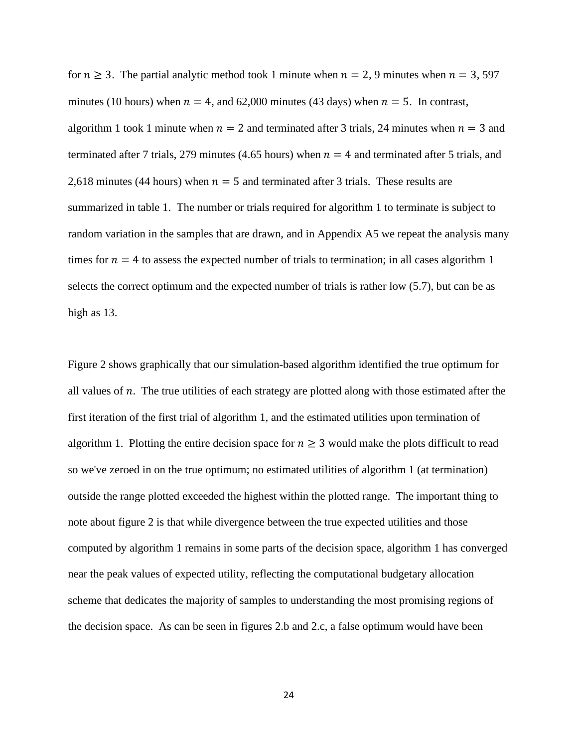for $n \geq 3$. The partial analytic method took 1 minute when $n = 2$, 9 minutes when $n = 3$, 597 minutes (10 hours) when $n = 4$, and 62,000 minutes (43 days) when $n = 5$. In contrast, algorithm 1 took 1 minute when $n = 2$ and terminated after 3 trials, 24 minutes when $n = 3$ and terminated after 7 trials, 279 minutes (4.65 hours) when $n = 4$ and terminated after 5 trials, and 2,618 minutes (44 hours) when $n = 5$ and terminated after 3 trials. These results are summarized in table 1. The number or trials required for algorithm 1 to terminate is subject to random variation in the samples that are drawn, and in Appendix A5 we repeat the analysis many times for $n = 4$ to assess the expected number of trials to termination; in all cases algorithm 1 selects the correct optimum and the expected number of trials is rather low (5.7), but can be as high as 13.

Figure 2 shows graphically that our simulation-based algorithm identified the true optimum for all values of $n$. The true utilities of each strategy are plotted along with those estimated after the first iteration of the first trial of algorithm 1, and the estimated utilities upon termination of algorithm 1. Plotting the entire decision space for $n \geq 3$ would make the plots difficult to read so we've zeroed in on the true optimum; no estimated utilities of algorithm 1 (at termination) outside the range plotted exceeded the highest within the plotted range. The important thing to note about figure 2 is that while divergence between the true expected utilities and those computed by algorithm 1 remains in some parts of the decision space, algorithm 1 has converged near the peak values of expected utility, reflecting the computational budgetary allocation scheme that dedicates the majority of samples to understanding the most promising regions of the decision space. As can be seen in figures 2.b and 2.c, a false optimum would have been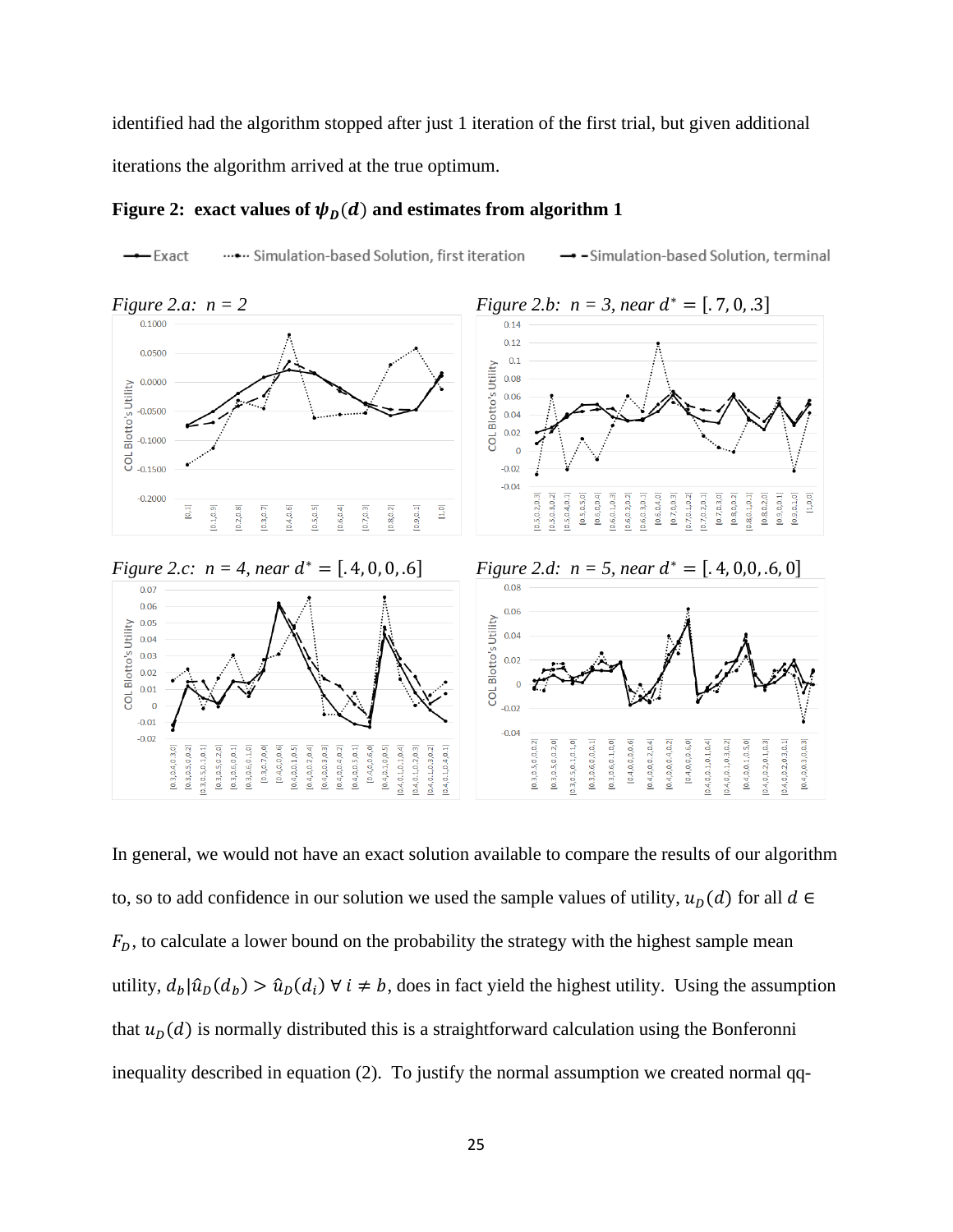identified had the algorithm stopped after just 1 iteration of the first trial, but given additional iterations the algorithm arrived at the true optimum.

**Figure 2: exact values of $\psi_D(d)$ and estimates from algorithm 1**

*Figure 2.a: n = 2*

*Figure 2.b: n = 3, near $d^* = [.7, 0, .3]$*

*Figure 2.c: n = 4, near $d^* = [.4, 0, 0, .6]$*

*Figure 2.d: n = 5, near $d^* = [.4, 0,0, .6, 0]$*

In general, we would not have an exact solution available to compare the results of our algorithm to, so to add confidence in our solution we used the sample values of utility, $u_D(d)$ for all $d \in F_D$, to calculate a lower bound on the probability the strategy with the highest sample mean utility, $d_b | \hat{u}_D(d_b) > \hat{u}_D(d_i) \; \forall \; i \neq b$, does in fact yield the highest utility. Using the assumption that $u_D(d)$ is normally distributed this is a straightforward calculation using the Bonferonni inequality described in equation (2). To justify the normal assumption we created normal qq-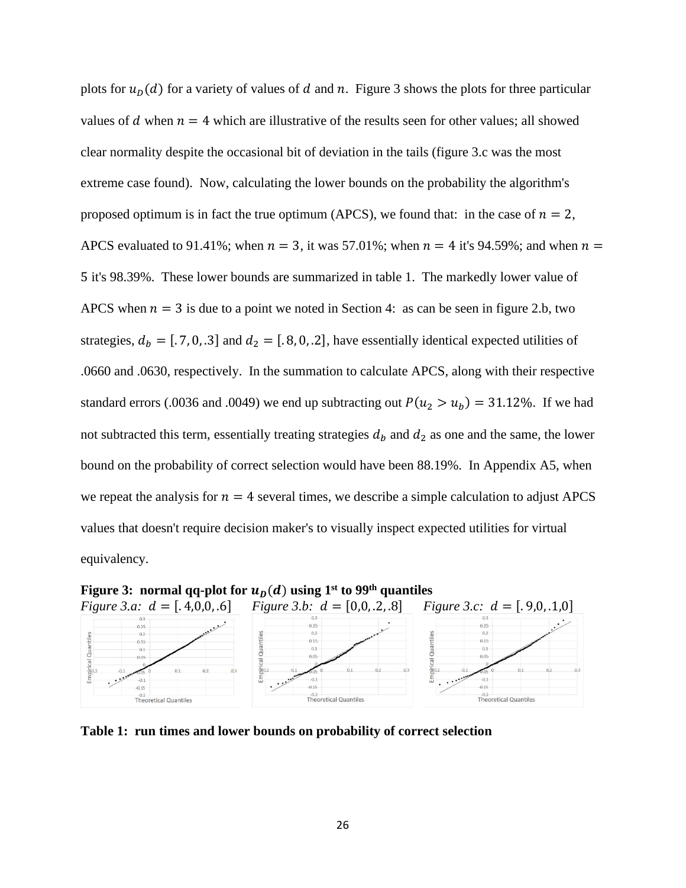plots for $u_D(d)$ for a variety of values of $d$ and $n$. Figure 3 shows the plots for three particular values of $d$ when $n = 4$ which are illustrative of the results seen for other values; all showed clear normality despite the occasional bit of deviation in the tails (figure 3.c was the most extreme case found). Now, calculating the lower bounds on the probability the algorithm's proposed optimum is in fact the true optimum (APCS), we found that: in the case of $n = 2$, APCS evaluated to 91.41%; when $n = 3$, it was 57.01%; when $n = 4$ it's 94.59%; and when $n = 5$ it's 98.39%. These lower bounds are summarized in table 1. The markedly lower value of APCS when $n = 3$ is due to a point we noted in Section 4: as can be seen in figure 2.b, two strategies, $d_b = [.7, 0, .3]$ and $d_2 = [.8, 0, .2]$, have essentially identical expected utilities of .0660 and .0630, respectively. In the summation to calculate APCS, along with their respective standard errors (.0036 and .0049) we end up subtracting out $P(u_2 > u_b) = 31.12\%$. If we had not subtracted this term, essentially treating strategies $d_b$ and $d_2$ as one and the same, the lower bound on the probability of correct selection would have been 88.19%. In Appendix A5, when we repeat the analysis for $n = 4$ several times, we describe a simple calculation to adjust APCS values that doesn't require decision maker's to visually inspect expected utilities for virtual equivalency.

**Figure 3: normal qq-plot for $u_D(d)$ using 1st to 99th quantiles**

*Figure 3.a:* $d = [.4, 0, 0, .6]$ *Figure 3.b:* $d = [0, 0, .2, .8]$ *Figure 3.c:* $d = [.9, 0, .1, 0]$

**Table 1: run times and lower bounds on probability of correct selection**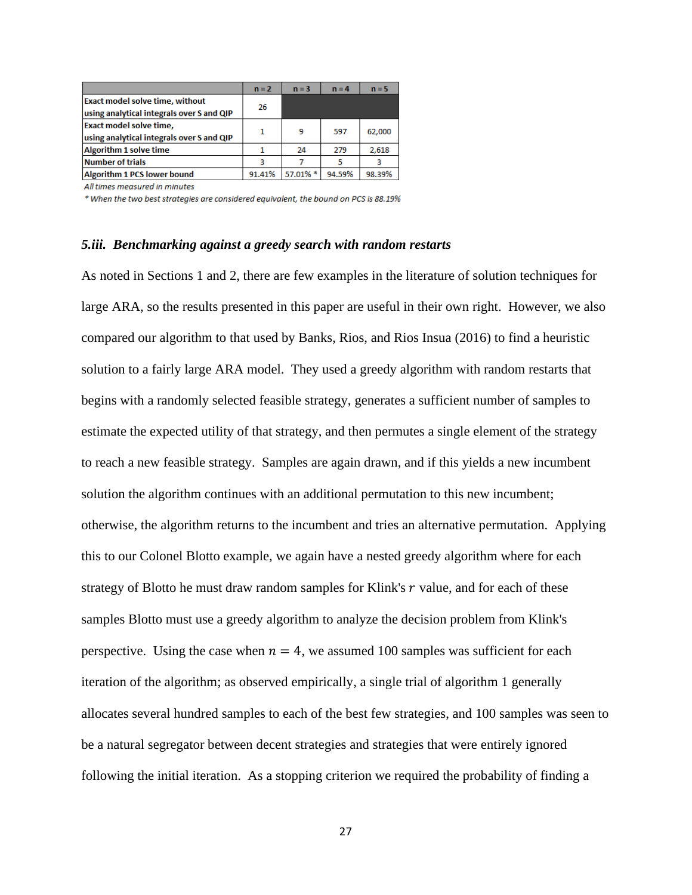| | n = 2 | n = 3 | n = 4 | n = 5 |
|---|---|---|---|---|
| Exact model solve time, without using analytical integrals over S and QIP | 26 | | | |
| Exact model solve time, using analytical integrals over S and QIP | 1 | 9 | 597 | 62,000 |
| Algorithm 1 solve time | 1 | 24 | 279 | 2,618 |
| Number of trials | 3 | 7 | 5 | 3 |
| Algorithm 1 PCS lower bound | 91.41% | 57.01% * | 94.59% | 98.39% |

*All times measured in minutes*

*\* When the two best strategies are considered equivalent, the bound on PCS is 88.19%*

### *5.iii. Benchmarking against a greedy search with random restarts*

As noted in Sections 1 and 2, there are few examples in the literature of solution techniques for large ARA, so the results presented in this paper are useful in their own right. However, we also compared our algorithm to that used by Banks, Rios, and Rios Insua (2016) to find a heuristic solution to a fairly large ARA model. They used a greedy algorithm with random restarts that begins with a randomly selected feasible strategy, generates a sufficient number of samples to estimate the expected utility of that strategy, and then permutes a single element of the strategy to reach a new feasible strategy. Samples are again drawn, and if this yields a new incumbent solution the algorithm continues with an additional permutation to this new incumbent; otherwise, the algorithm returns to the incumbent and tries an alternative permutation. Applying this to our Colonel Blotto example, we again have a nested greedy algorithm where for each strategy of Blotto he must draw random samples for Klink's $r$ value, and for each of these samples Blotto must use a greedy algorithm to analyze the decision problem from Klink's perspective. Using the case when $n = 4$, we assumed 100 samples was sufficient for each iteration of the algorithm; as observed empirically, a single trial of algorithm 1 generally allocates several hundred samples to each of the best few strategies, and 100 samples was seen to be a natural segregator between decent strategies and strategies that were entirely ignored following the initial iteration. As a stopping criterion we required the probability of finding a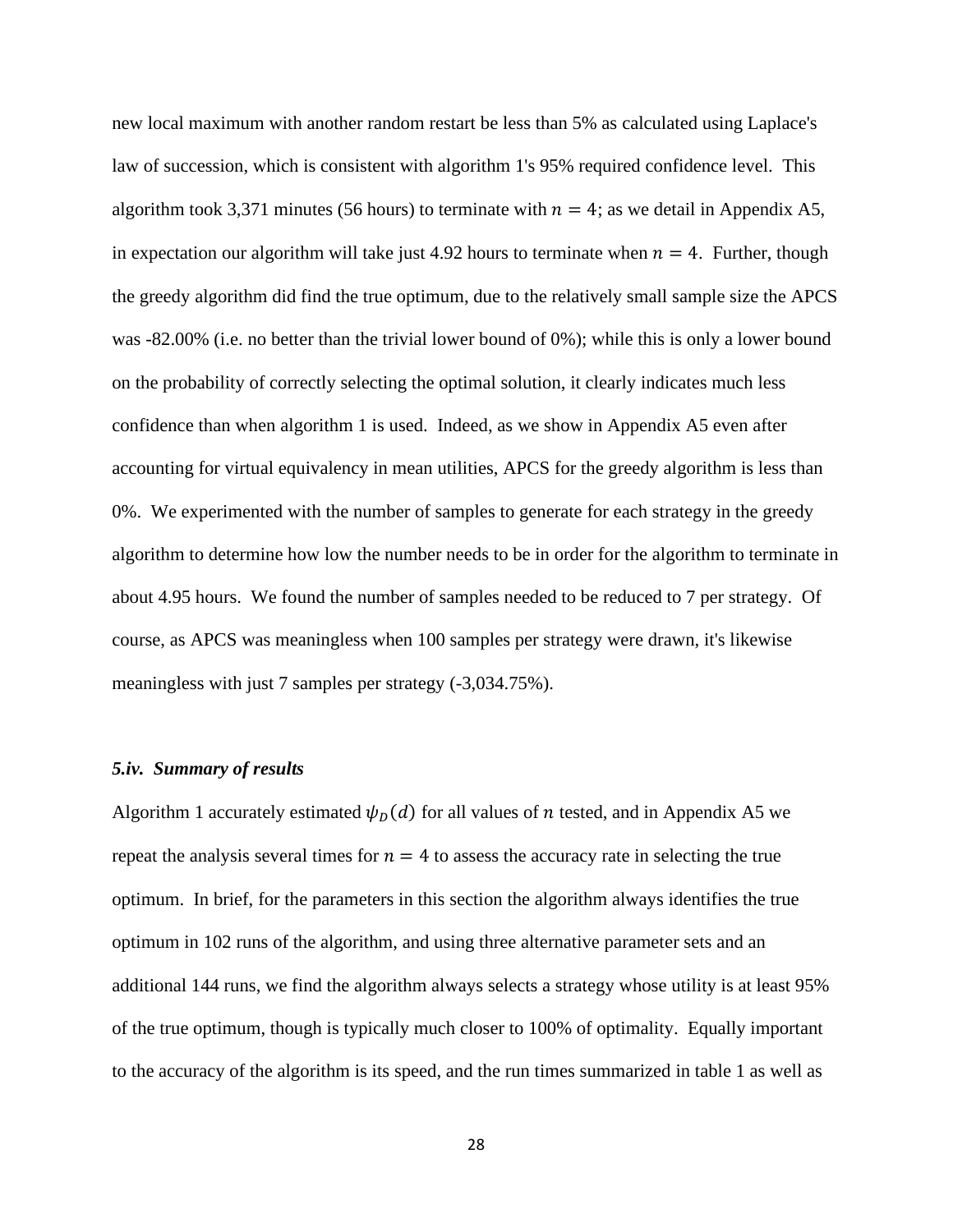new local maximum with another random restart be less than 5% as calculated using Laplace's law of succession, which is consistent with algorithm 1's 95% required confidence level. This algorithm took 3,371 minutes (56 hours) to terminate with $n = 4$; as we detail in Appendix A5, in expectation our algorithm will take just 4.92 hours to terminate when $n = 4$. Further, though the greedy algorithm did find the true optimum, due to the relatively small sample size the APCS was -82.00% (i.e. no better than the trivial lower bound of 0%); while this is only a lower bound on the probability of correctly selecting the optimal solution, it clearly indicates much less confidence than when algorithm 1 is used. Indeed, as we show in Appendix A5 even after accounting for virtual equivalency in mean utilities, APCS for the greedy algorithm is less than 0%. We experimented with the number of samples to generate for each strategy in the greedy algorithm to determine how low the number needs to be in order for the algorithm to terminate in about 4.95 hours. We found the number of samples needed to be reduced to 7 per strategy. Of course, as APCS was meaningless when 100 samples per strategy were drawn, it's likewise meaningless with just 7 samples per strategy (-3,034.75%).

### *5.iv. Summary of results*

Algorithm 1 accurately estimated $\psi_D(d)$ for all values of $n$ tested, and in Appendix A5 we repeat the analysis several times for $n = 4$ to assess the accuracy rate in selecting the true optimum. In brief, for the parameters in this section the algorithm always identifies the true optimum in 102 runs of the algorithm, and using three alternative parameter sets and an additional 144 runs, we find the algorithm always selects a strategy whose utility is at least 95% of the true optimum, though is typically much closer to 100% of optimality. Equally important to the accuracy of the algorithm is its speed, and the run times summarized in table 1 as well as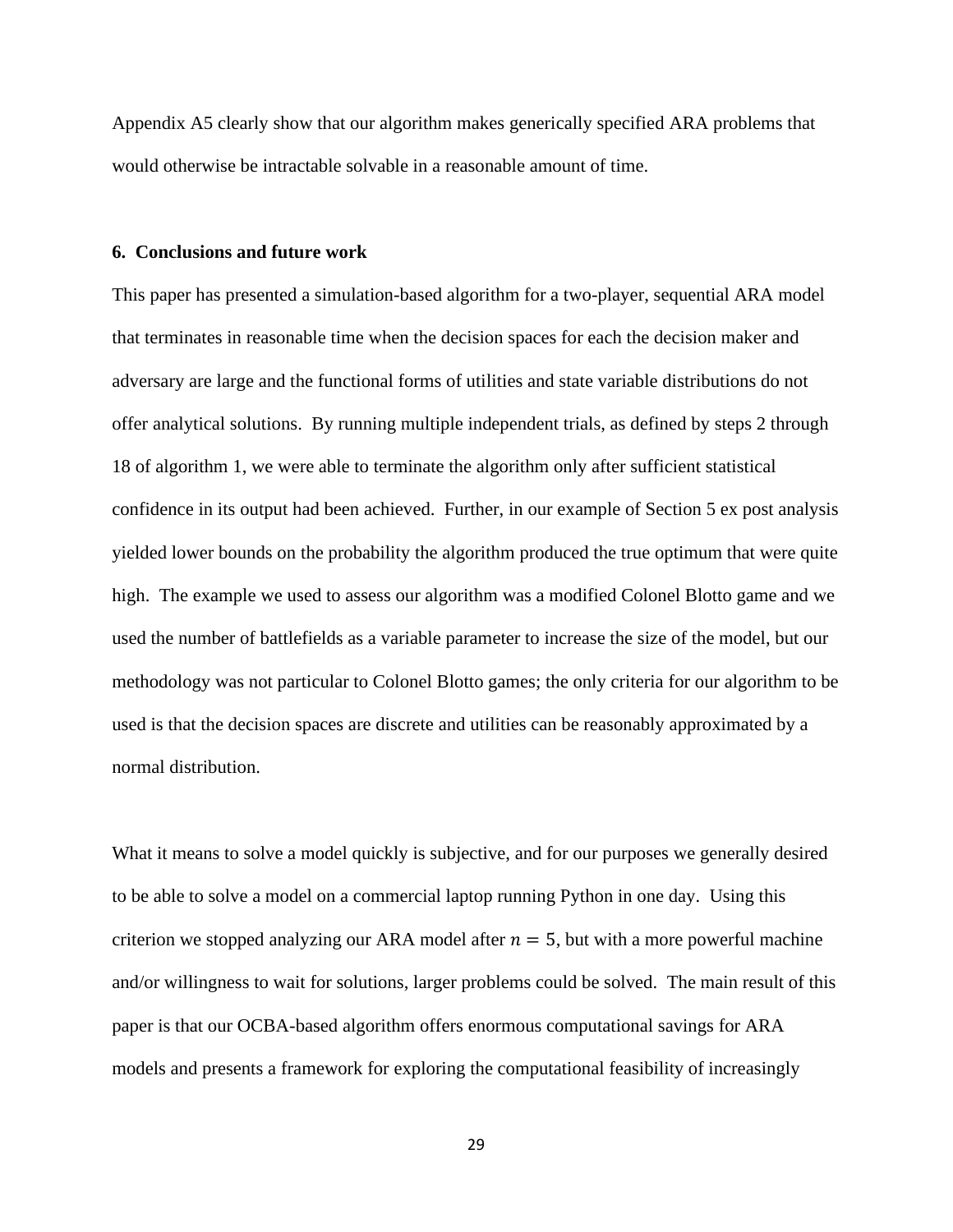Appendix A5 clearly show that our algorithm makes generically specified ARA problems that would otherwise be intractable solvable in a reasonable amount of time.

## 6. Conclusions and future work

This paper has presented a simulation-based algorithm for a two-player, sequential ARA model that terminates in reasonable time when the decision spaces for each the decision maker and adversary are large and the functional forms of utilities and state variable distributions do not offer analytical solutions. By running multiple independent trials, as defined by steps 2 through 18 of algorithm 1, we were able to terminate the algorithm only after sufficient statistical confidence in its output had been achieved. Further, in our example of Section 5 ex post analysis yielded lower bounds on the probability the algorithm produced the true optimum that were quite high. The example we used to assess our algorithm was a modified Colonel Blotto game and we used the number of battlefields as a variable parameter to increase the size of the model, but our methodology was not particular to Colonel Blotto games; the only criteria for our algorithm to be used is that the decision spaces are discrete and utilities can be reasonably approximated by a normal distribution.

What it means to solve a model quickly is subjective, and for our purposes we generally desired to be able to solve a model on a commercial laptop running Python in one day. Using this criterion we stopped analyzing our ARA model after $n = 5$, but with a more powerful machine and/or willingness to wait for solutions, larger problems could be solved. The main result of this paper is that our OCBA-based algorithm offers enormous computational savings for ARA models and presents a framework for exploring the computational feasibility of increasingly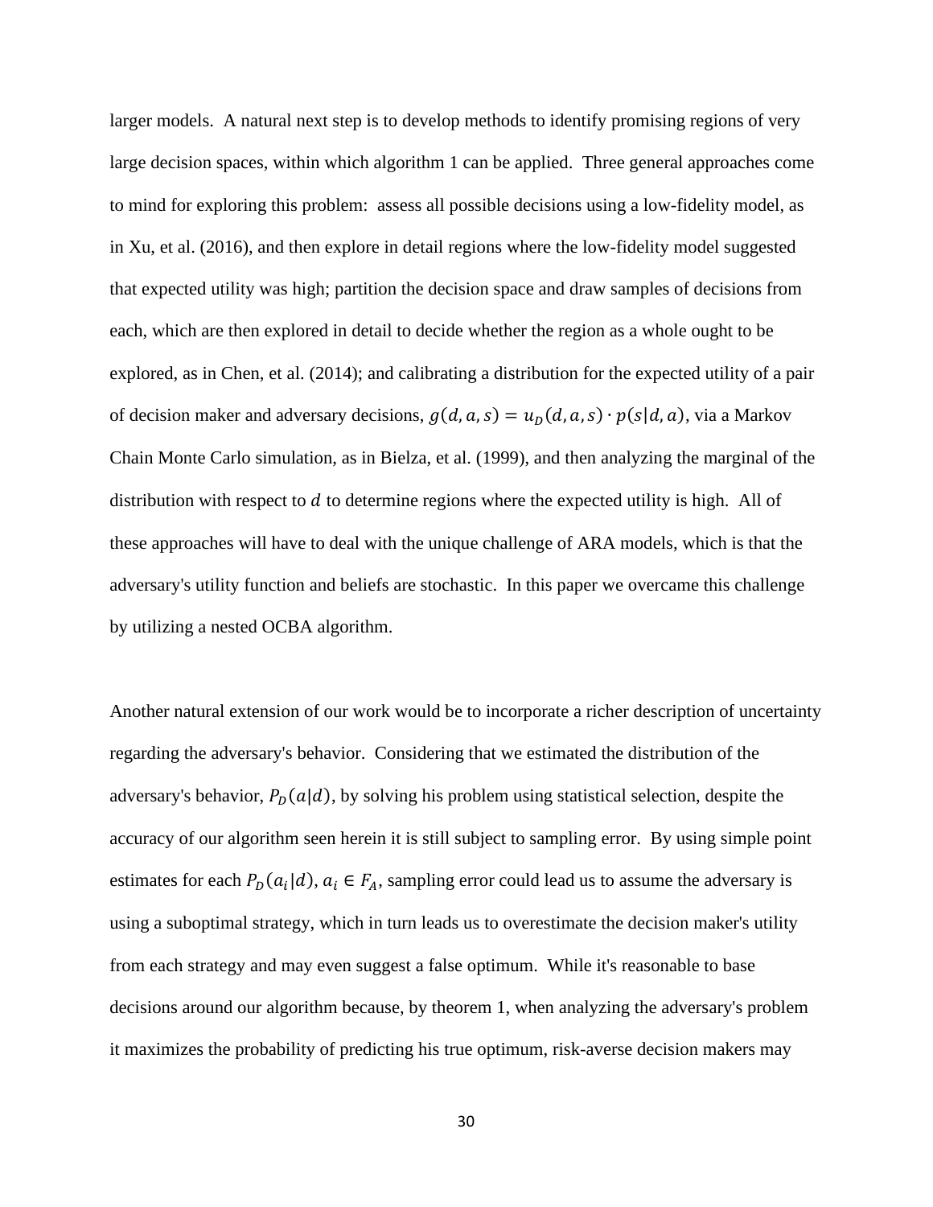larger models. A natural next step is to develop methods to identify promising regions of very large decision spaces, within which algorithm 1 can be applied. Three general approaches come to mind for exploring this problem: assess all possible decisions using a low-fidelity model, as in Xu, et al. (2016), and then explore in detail regions where the low-fidelity model suggested that expected utility was high; partition the decision space and draw samples of decisions from each, which are then explored in detail to decide whether the region as a whole ought to be explored, as in Chen, et al. (2014); and calibrating a distribution for the expected utility of a pair of decision maker and adversary decisions, $g(d, a, s) = u_D(d, a, s) \cdot p(s|d, a)$, via a Markov Chain Monte Carlo simulation, as in Bielza, et al. (1999), and then analyzing the marginal of the distribution with respect to $d$ to determine regions where the expected utility is high. All of these approaches will have to deal with the unique challenge of ARA models, which is that the adversary's utility function and beliefs are stochastic. In this paper we overcame this challenge by utilizing a nested OCBA algorithm.

Another natural extension of our work would be to incorporate a richer description of uncertainty regarding the adversary's behavior. Considering that we estimated the distribution of the adversary's behavior, $P_D(a|d)$, by solving his problem using statistical selection, despite the accuracy of our algorithm seen herein it is still subject to sampling error. By using simple point estimates for each $P_D(a_i|d)$, $a_i \in F_A$, sampling error could lead us to assume the adversary is using a suboptimal strategy, which in turn leads us to overestimate the decision maker's utility from each strategy and may even suggest a false optimum. While it's reasonable to base decisions around our algorithm because, by theorem 1, when analyzing the adversary's problem it maximizes the probability of predicting his true optimum, risk-averse decision makers may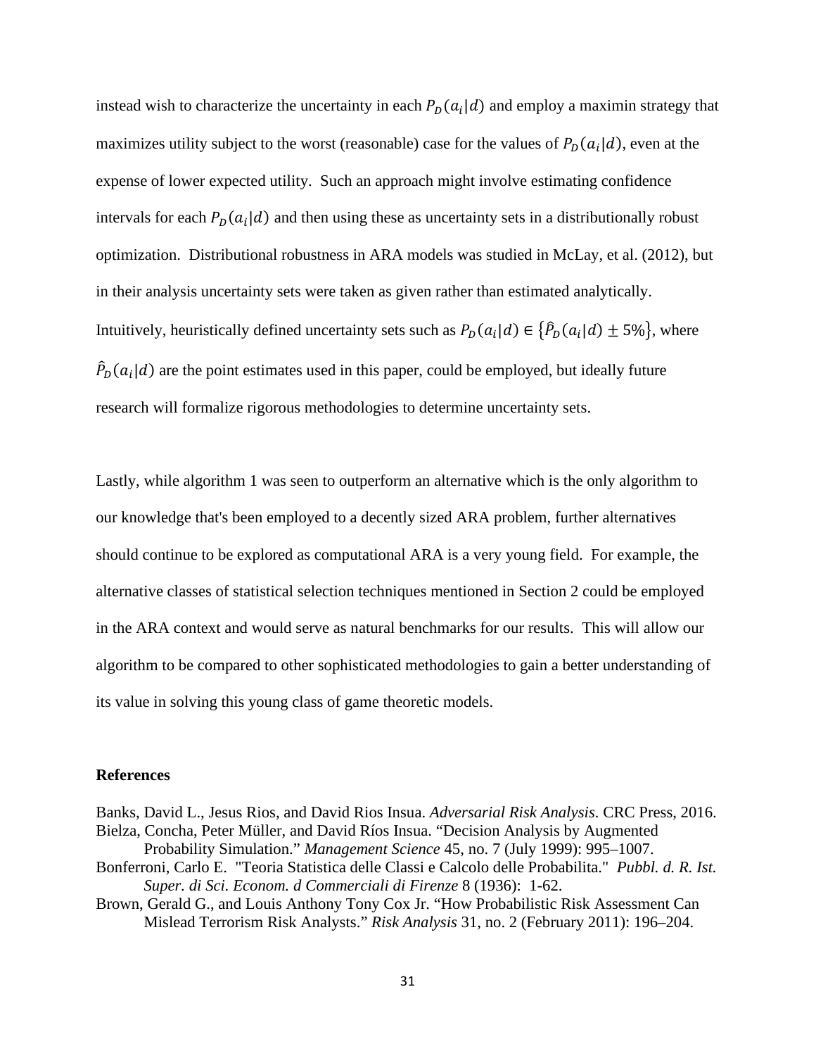instead wish to characterize the uncertainty in each $P_D(a_i|d)$ and employ a maximin strategy that maximizes utility subject to the worst (reasonable) case for the values of $P_D(a_i|d)$, even at the expense of lower expected utility. Such an approach might involve estimating confidence intervals for each $P_D(a_i|d)$ and then using these as uncertainty sets in a distributionally robust optimization. Distributional robustness in ARA models was studied in McLay, et al. (2012), but in their analysis uncertainty sets were taken as given rather than estimated analytically. Intuitively, heuristically defined uncertainty sets such as $P_D(a_i|d) \in \{\hat{P}_D(a_i|d) \pm 5\%\}$, where $\hat{P}_D(a_i|d)$ are the point estimates used in this paper, could be employed, but ideally future research will formalize rigorous methodologies to determine uncertainty sets.

Lastly, while algorithm 1 was seen to outperform an alternative which is the only algorithm to our knowledge that's been employed to a decently sized ARA problem, further alternatives should continue to be explored as computational ARA is a very young field. For example, the alternative classes of statistical selection techniques mentioned in Section 2 could be employed in the ARA context and would serve as natural benchmarks for our results. This will allow our algorithm to be compared to other sophisticated methodologies to gain a better understanding of its value in solving this young class of game theoretic models.

## References

Banks, David L., Jesus Rios, and David Rios Insua. *Adversarial Risk Analysis*. CRC Press, 2016.

Bielza, Concha, Peter Müller, and David Ríos Insua. "Decision Analysis by Augmented Probability Simulation." *Management Science* 45, no. 7 (July 1999): 995–1007.

Bonferroni, Carlo E. "Teoria Statistica delle Classi e Calcolo delle Probabilita." *Pubbl. d. R. Ist. Super. di Sci. Econom. d Commerciali di Firenze* 8 (1936): 1-62.

Brown, Gerald G., and Louis Anthony Tony Cox Jr. "How Probabilistic Risk Assessment Can Mislead Terrorism Risk Analysts." *Risk Analysis* 31, no. 2 (February 2011): 196–204.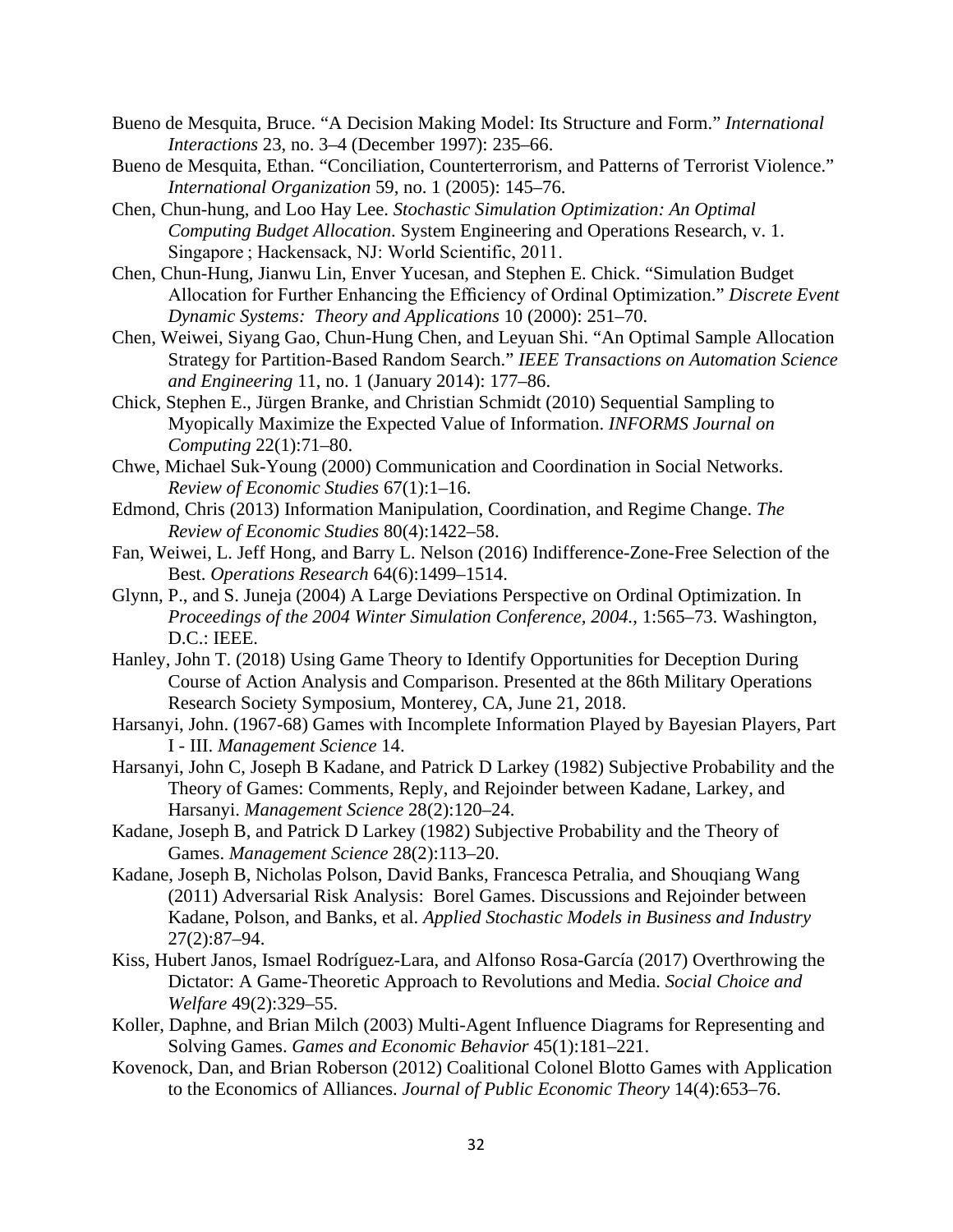Bueno de Mesquita, Bruce. "A Decision Making Model: Its Structure and Form." *International Interactions* 23, no. 3–4 (December 1997): 235–66.

Bueno de Mesquita, Ethan. "Conciliation, Counterterrorism, and Patterns of Terrorist Violence." *International Organization* 59, no. 1 (2005): 145–76.

Chen, Chun-hung, and Loo Hay Lee. *Stochastic Simulation Optimization: An Optimal Computing Budget Allocation*. System Engineering and Operations Research, v. 1. Singapore ; Hackensack, NJ: World Scientific, 2011.

Chen, Chun-Hung, Jianwu Lin, Enver Yucesan, and Stephen E. Chick. "Simulation Budget Allocation for Further Enhancing the Efficiency of Ordinal Optimization." *Discrete Event Dynamic Systems: Theory and Applications* 10 (2000): 251–70.

Chen, Weiwei, Siyang Gao, Chun-Hung Chen, and Leyuan Shi. "An Optimal Sample Allocation Strategy for Partition-Based Random Search." *IEEE Transactions on Automation Science and Engineering* 11, no. 1 (January 2014): 177–86.

Chick, Stephen E., Jürgen Branke, and Christian Schmidt (2010) Sequential Sampling to Myopically Maximize the Expected Value of Information. *INFORMS Journal on Computing* 22(1):71–80.

Chwe, Michael Suk-Young (2000) Communication and Coordination in Social Networks. *Review of Economic Studies* 67(1):1–16.

Edmond, Chris (2013) Information Manipulation, Coordination, and Regime Change. *The Review of Economic Studies* 80(4):1422–58.

Fan, Weiwei, L. Jeff Hong, and Barry L. Nelson (2016) Indifference-Zone-Free Selection of the Best. *Operations Research* 64(6):1499–1514.

Glynn, P., and S. Juneja (2004) A Large Deviations Perspective on Ordinal Optimization. In *Proceedings of the 2004 Winter Simulation Conference, 2004.*, 1:565–73. Washington, D.C.: IEEE.

Hanley, John T. (2018) Using Game Theory to Identify Opportunities for Deception During Course of Action Analysis and Comparison. Presented at the 86th Military Operations Research Society Symposium, Monterey, CA, June 21, 2018.

Harsanyi, John. (1967-68) Games with Incomplete Information Played by Bayesian Players, Part I - III. *Management Science* 14.

Harsanyi, John C, Joseph B Kadane, and Patrick D Larkey (1982) Subjective Probability and the Theory of Games: Comments, Reply, and Rejoinder between Kadane, Larkey, and Harsanyi. *Management Science* 28(2):120–24.

Kadane, Joseph B, and Patrick D Larkey (1982) Subjective Probability and the Theory of Games. *Management Science* 28(2):113–20.

Kadane, Joseph B, Nicholas Polson, David Banks, Francesca Petralia, and Shouqiang Wang (2011) Adversarial Risk Analysis: Borel Games. Discussions and Rejoinder between Kadane, Polson, and Banks, et al. *Applied Stochastic Models in Business and Industry* 27(2):87–94.

Kiss, Hubert Janos, Ismael Rodríguez-Lara, and Alfonso Rosa-García (2017) Overthrowing the Dictator: A Game-Theoretic Approach to Revolutions and Media. *Social Choice and Welfare* 49(2):329–55.

Koller, Daphne, and Brian Milch (2003) Multi-Agent Influence Diagrams for Representing and Solving Games. *Games and Economic Behavior* 45(1):181–221.

Kovenock, Dan, and Brian Roberson (2012) Coalitional Colonel Blotto Games with Application to the Economics of Alliances. *Journal of Public Economic Theory* 14(4):653–76.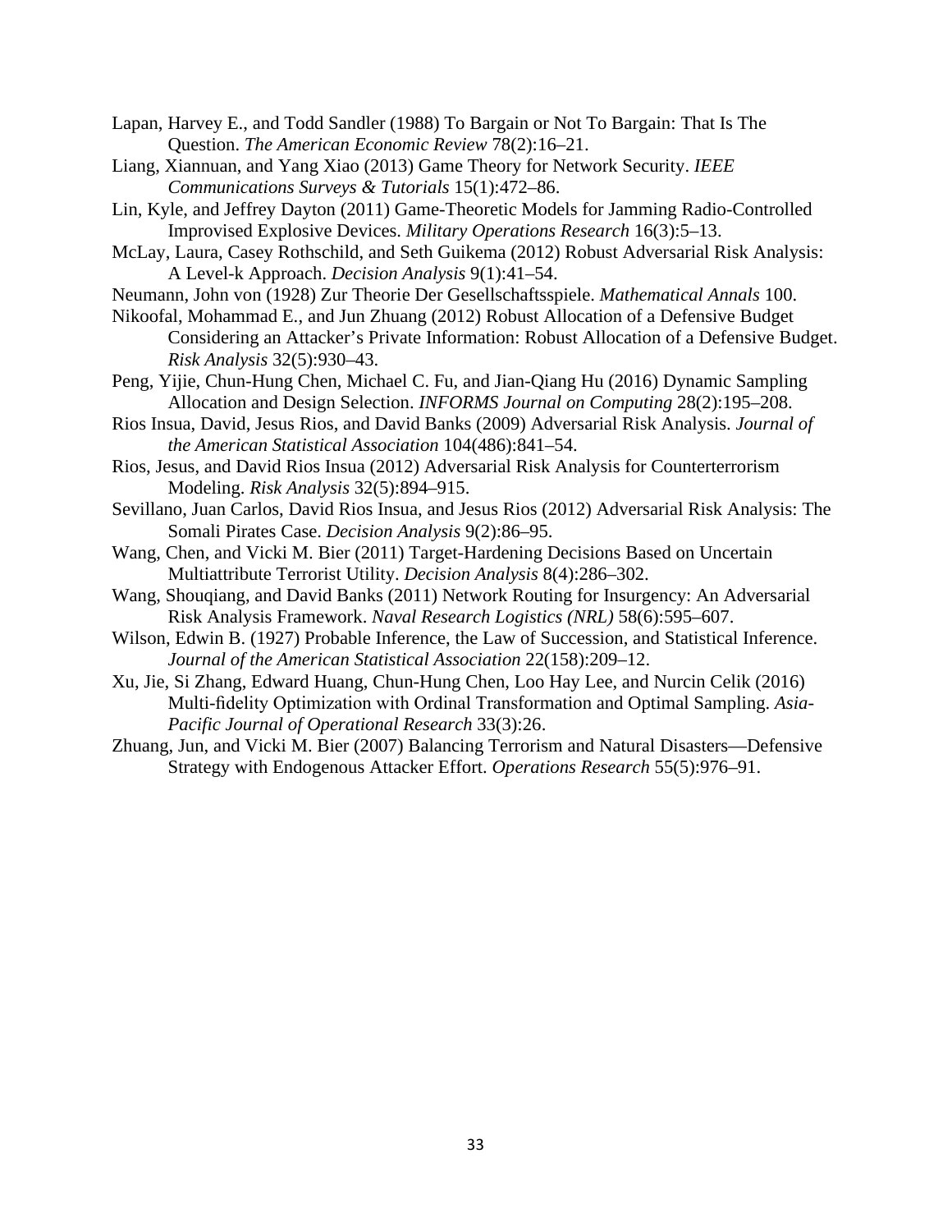Lapan, Harvey E., and Todd Sandler (1988) To Bargain or Not To Bargain: That Is The Question. *The American Economic Review* 78(2):16–21.

Liang, Xiannuan, and Yang Xiao (2013) Game Theory for Network Security. *IEEE Communications Surveys & Tutorials* 15(1):472–86.

Lin, Kyle, and Jeffrey Dayton (2011) Game-Theoretic Models for Jamming Radio-Controlled Improvised Explosive Devices. *Military Operations Research* 16(3):5–13.

McLay, Laura, Casey Rothschild, and Seth Guikema (2012) Robust Adversarial Risk Analysis: A Level-k Approach. *Decision Analysis* 9(1):41–54.

Neumann, John von (1928) Zur Theorie Der Gesellschaftsspiele. *Mathematical Annals* 100.

Nikoofal, Mohammad E., and Jun Zhuang (2012) Robust Allocation of a Defensive Budget Considering an Attacker's Private Information: Robust Allocation of a Defensive Budget. *Risk Analysis* 32(5):930–43.

Peng, Yijie, Chun-Hung Chen, Michael C. Fu, and Jian-Qiang Hu (2016) Dynamic Sampling Allocation and Design Selection. *INFORMS Journal on Computing* 28(2):195–208.

Rios Insua, David, Jesus Rios, and David Banks (2009) Adversarial Risk Analysis. *Journal of the American Statistical Association* 104(486):841–54.

Rios, Jesus, and David Rios Insua (2012) Adversarial Risk Analysis for Counterterrorism Modeling. *Risk Analysis* 32(5):894–915.

Sevillano, Juan Carlos, David Rios Insua, and Jesus Rios (2012) Adversarial Risk Analysis: The Somali Pirates Case. *Decision Analysis* 9(2):86–95.

Wang, Chen, and Vicki M. Bier (2011) Target-Hardening Decisions Based on Uncertain Multiattribute Terrorist Utility. *Decision Analysis* 8(4):286–302.

Wang, Shouqiang, and David Banks (2011) Network Routing for Insurgency: An Adversarial Risk Analysis Framework. *Naval Research Logistics (NRL)* 58(6):595–607.

Wilson, Edwin B. (1927) Probable Inference, the Law of Succession, and Statistical Inference. *Journal of the American Statistical Association* 22(158):209–12.

Xu, Jie, Si Zhang, Edward Huang, Chun-Hung Chen, Loo Hay Lee, and Nurcin Celik (2016) Multi-fidelity Optimization with Ordinal Transformation and Optimal Sampling. *Asia-Pacific Journal of Operational Research* 33(3):26.

Zhuang, Jun, and Vicki M. Bier (2007) Balancing Terrorism and Natural Disasters—Defensive Strategy with Endogenous Attacker Effort. *Operations Research* 55(5):976–91.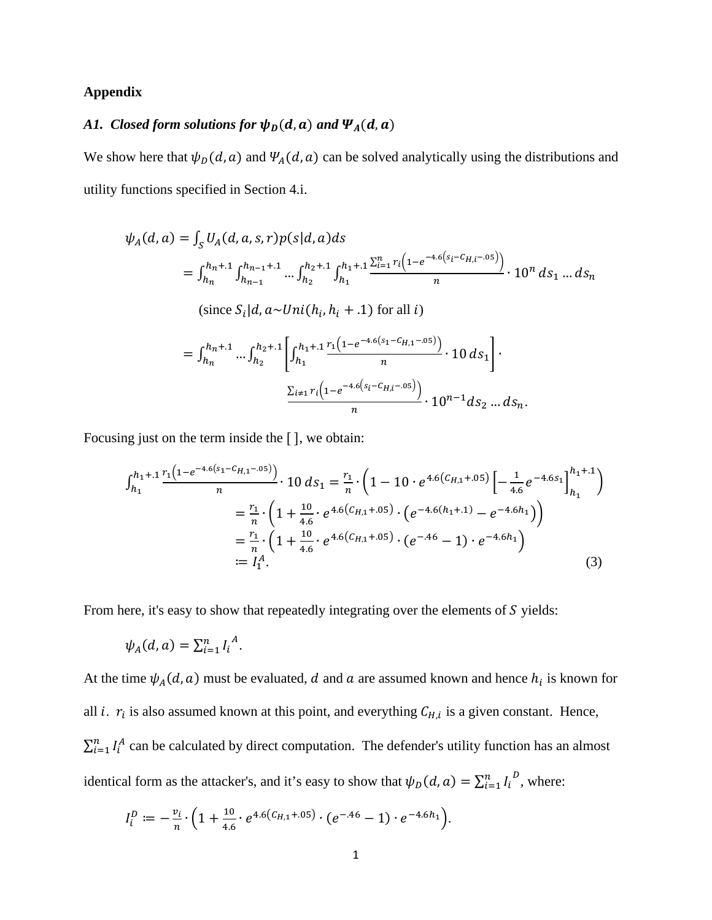## Appendix

### *A1. Closed form solutions for $\boldsymbol{\psi_D(d,a)}$ and $\boldsymbol{\Psi_A(d,a)}$*

We show here that $\psi_D(d,a)$ and $\Psi_A(d,a)$ can be solved analytically using the distributions and utility functions specified in Section 4.i.

$$\psi_A(d,a) = \int_S U_A(d,a,s,r)p(s|d,a)ds$$

$$= \int_{h_n}^{h_n+.1}\int_{h_{n-1}}^{h_{n-1}+.1}\dots\int_{h_2}^{h_2+.1}\int_{h_1}^{h_1+.1}\frac{\sum_{i=1}^{n} r_i\left(1-e^{-4.6\left(s_i-C_{H,i}-.05\right)}\right)}{n}\cdot 10^n\,ds_1\dots ds_n$$

(since $S_i|d,a \sim Uni(h_i, h_i+.1)$ for all $i$)

$$= \int_{h_n}^{h_n+.1}\dots\int_{h_2}^{h_2+.1}\left[\int_{h_1}^{h_1+.1}\frac{r_1\left(1-e^{-4.6\left(s_1-C_{H,1}-.05\right)}\right)}{n}\cdot 10\,ds_1\right]\cdot \frac{\sum_{i\neq 1} r_i\left(1-e^{-4.6\left(s_i-C_{H,i}-.05\right)}\right)}{n}\cdot 10^{n-1}ds_2\dots ds_n.$$

Focusing just on the term inside the [ ], we obtain:

$$\begin{aligned}
\int_{h_1}^{h_1+.1}\frac{r_1\left(1-e^{-4.6\left(s_1-C_{H,1}-.05\right)}\right)}{n}\cdot 10\,ds_1 &= \frac{r_1}{n}\cdot\left(1-10\cdot e^{4.6\left(C_{H,1}+.05\right)}\left[-\frac{1}{4.6}e^{-4.6s_1}\right]_{h_1}^{h_1+.1}\right)\\
&= \frac{r_1}{n}\cdot\left(1+\frac{10}{4.6}\cdot e^{4.6\left(C_{H,1}+.05\right)}\cdot\left(e^{-4.6(h_1+.1)}-e^{-4.6h_1}\right)\right)\\
&= \frac{r_1}{n}\cdot\left(1+\frac{10}{4.6}\cdot e^{4.6\left(C_{H,1}+.05\right)}\cdot\left(e^{-.46}-1\right)\cdot e^{-4.6h_1}\right)\\
&\coloneqq I_1^A. \qquad (3)
\end{aligned}$$

From here, it's easy to show that repeatedly integrating over the elements of $S$ yields:

$$\psi_A(d,a) = \sum_{i=1}^{n} I_i^{\,A}.$$

At the time $\psi_A(d,a)$ must be evaluated, $d$ and $a$ are assumed known and hence $h_i$ is known for all $i$. $r_i$ is also assumed known at this point, and everything $C_{H,i}$ is a given constant. Hence, $\sum_{i=1}^{n} I_i^A$ can be calculated by direct computation. The defender's utility function has an almost identical form as the attacker's, and it's easy to show that $\psi_D(d,a) = \sum_{i=1}^{n} I_i^{\,D}$, where:

$$I_i^D \coloneqq -\frac{v_i}{n}\cdot\left(1+\frac{10}{4.6}\cdot e^{4.6\left(C_{H,1}+.05\right)}\cdot\left(e^{-.46}-1\right)\cdot e^{-4.6h_1}\right).$$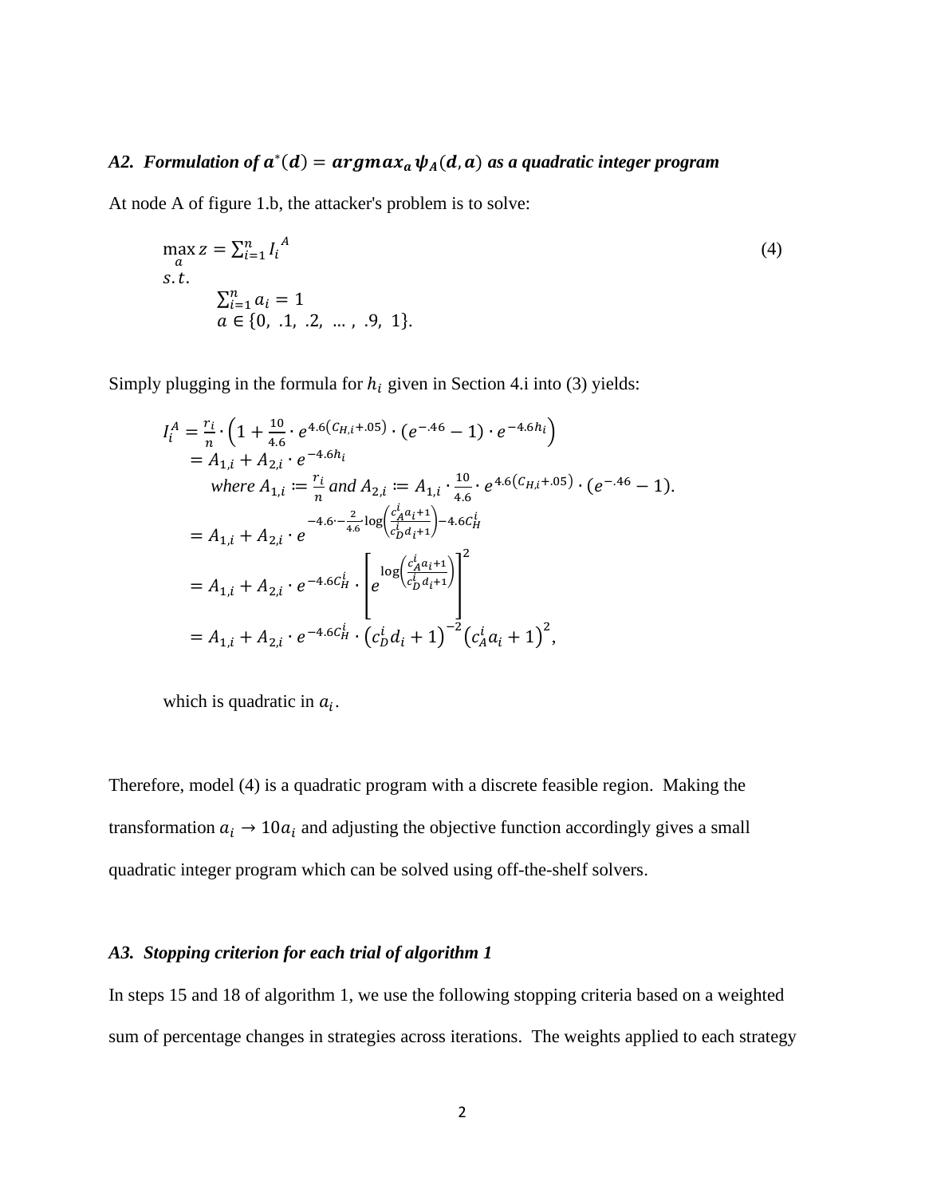### *A2. Formulation of $\boldsymbol{a^*(d) = argmax_a\, \psi_A(d,a)}$ as a quadratic integer program*

At node A of figure 1.b, the attacker's problem is to solve:

$$
\begin{aligned}
&\max_a z = \sum_{i=1}^{n} I_i{}^A \\
&s.t. \\
&\qquad \sum_{i=1}^{n} a_i = 1 \\
&\qquad a \in \{0,\ .1,\ .2,\ \dots,\ .9,\ 1\}.
\end{aligned}
\tag{4}
$$

Simply plugging in the formula for $h_i$ given in Section 4.i into (3) yields:

$$
\begin{aligned}
I_i^A &= \frac{r_i}{n} \cdot \left(1 + \frac{10}{4.6} \cdot e^{4.6(C_{H,i}+.05)} \cdot (e^{-.46} - 1) \cdot e^{-4.6h_i}\right) \\
&= A_{1,i} + A_{2,i} \cdot e^{-4.6h_i} \\
&\qquad \textit{where } A_{1,i} \coloneqq \frac{r_i}{n} \textit{ and } A_{2,i} \coloneqq A_{1,i} \cdot \frac{10}{4.6} \cdot e^{4.6(C_{H,i}+.05)} \cdot (e^{-.46} - 1). \\
&= A_{1,i} + A_{2,i} \cdot e^{-4.6 \cdot -\frac{2}{4.6}\log\left(\frac{c_A^i a_i+1}{c_D^i d_i+1}\right) - 4.6C_H^i} \\
&= A_{1,i} + A_{2,i} \cdot e^{-4.6C_H^i} \cdot \left[e^{\log\left(\frac{c_A^i a_i+1}{c_D^i d_i+1}\right)}\right]^2 \\
&= A_{1,i} + A_{2,i} \cdot e^{-4.6C_H^i} \cdot \left(c_D^i d_i + 1\right)^{-2} \left(c_A^i a_i + 1\right)^2,
\end{aligned}
$$

which is quadratic in $a_i$.

Therefore, model (4) is a quadratic program with a discrete feasible region. Making the transformation $a_i \to 10a_i$ and adjusting the objective function accordingly gives a small quadratic integer program which can be solved using off-the-shelf solvers.

### *A3. Stopping criterion for each trial of algorithm 1*

In steps 15 and 18 of algorithm 1, we use the following stopping criteria based on a weighted sum of percentage changes in strategies across iterations. The weights applied to each strategy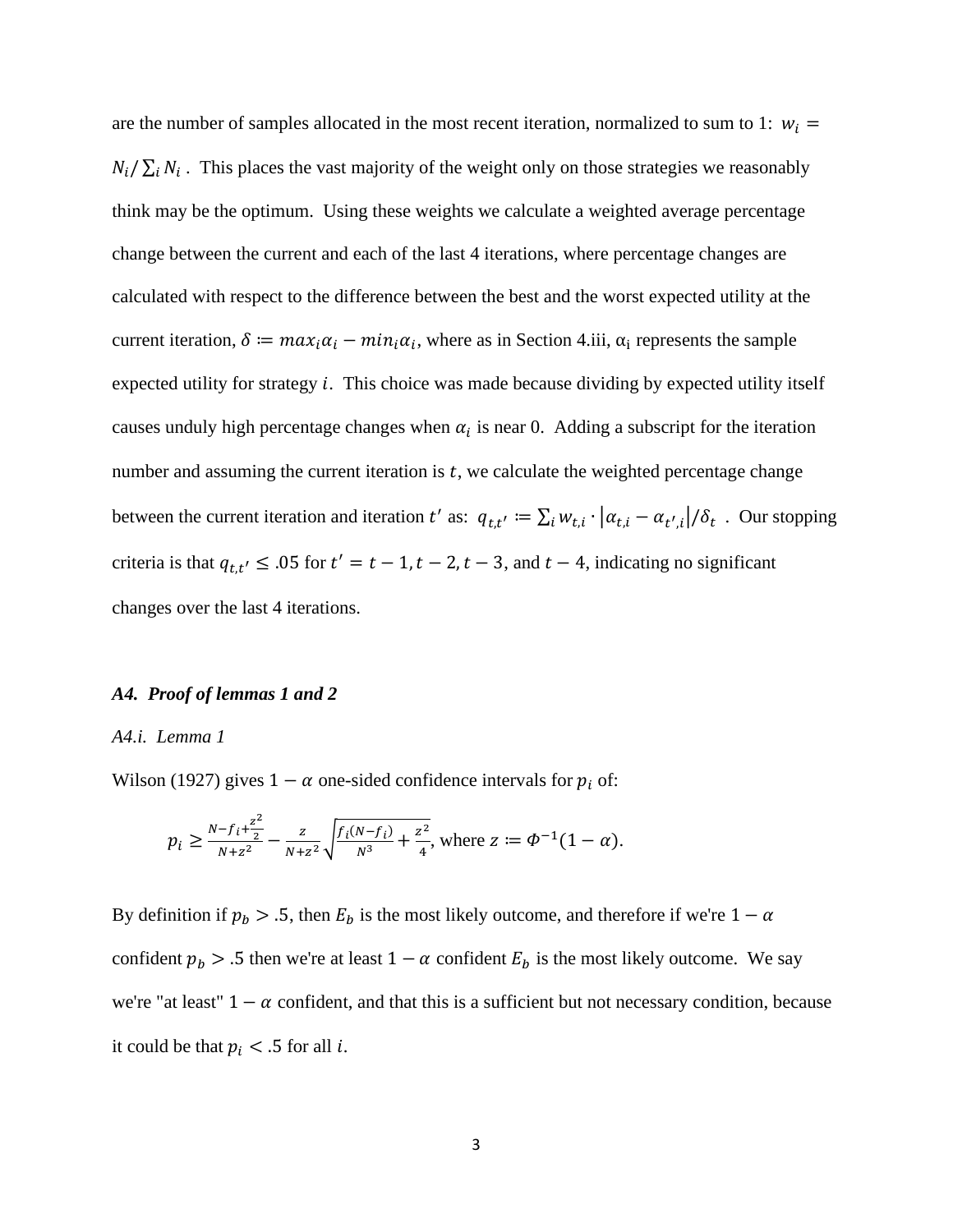are the number of samples allocated in the most recent iteration, normalized to sum to 1: $w_i = N_i / \sum_i N_i$ . This places the vast majority of the weight only on those strategies we reasonably think may be the optimum. Using these weights we calculate a weighted average percentage change between the current and each of the last 4 iterations, where percentage changes are calculated with respect to the difference between the best and the worst expected utility at the current iteration, $\delta \coloneqq max_i \alpha_i - min_i \alpha_i$, where as in Section 4.iii, $\alpha_i$ represents the sample expected utility for strategy $i$. This choice was made because dividing by expected utility itself causes unduly high percentage changes when $\alpha_i$ is near 0. Adding a subscript for the iteration number and assuming the current iteration is $t$, we calculate the weighted percentage change between the current iteration and iteration $t'$ as: $q_{t,t'} \coloneqq \sum_i w_{t,i} \cdot |\alpha_{t,i} - \alpha_{t',i}| / \delta_t$ . Our stopping criteria is that $q_{t,t'} \leq .05$ for $t' = t-1, t-2, t-3$, and $t-4$, indicating no significant changes over the last 4 iterations.

### *A4. Proof of lemmas 1 and 2*

#### *A4.i. Lemma 1*

Wilson (1927) gives $1-\alpha$ one-sided confidence intervals for $p_i$ of:

$$p_i \geq \frac{N - f_i + \frac{z^2}{2}}{N + z^2} - \frac{z}{N + z^2}\sqrt{\frac{f_i(N - f_i)}{N^3} + \frac{z^2}{4}}, \text{ where } z \coloneqq \Phi^{-1}(1-\alpha).$$

By definition if $p_b > .5$, then $E_b$ is the most likely outcome, and therefore if we're $1-\alpha$ confident $p_b > .5$ then we're at least $1-\alpha$ confident $E_b$ is the most likely outcome. We say we're "at least" $1-\alpha$ confident, and that this is a sufficient but not necessary condition, because it could be that $p_i < .5$ for all $i$.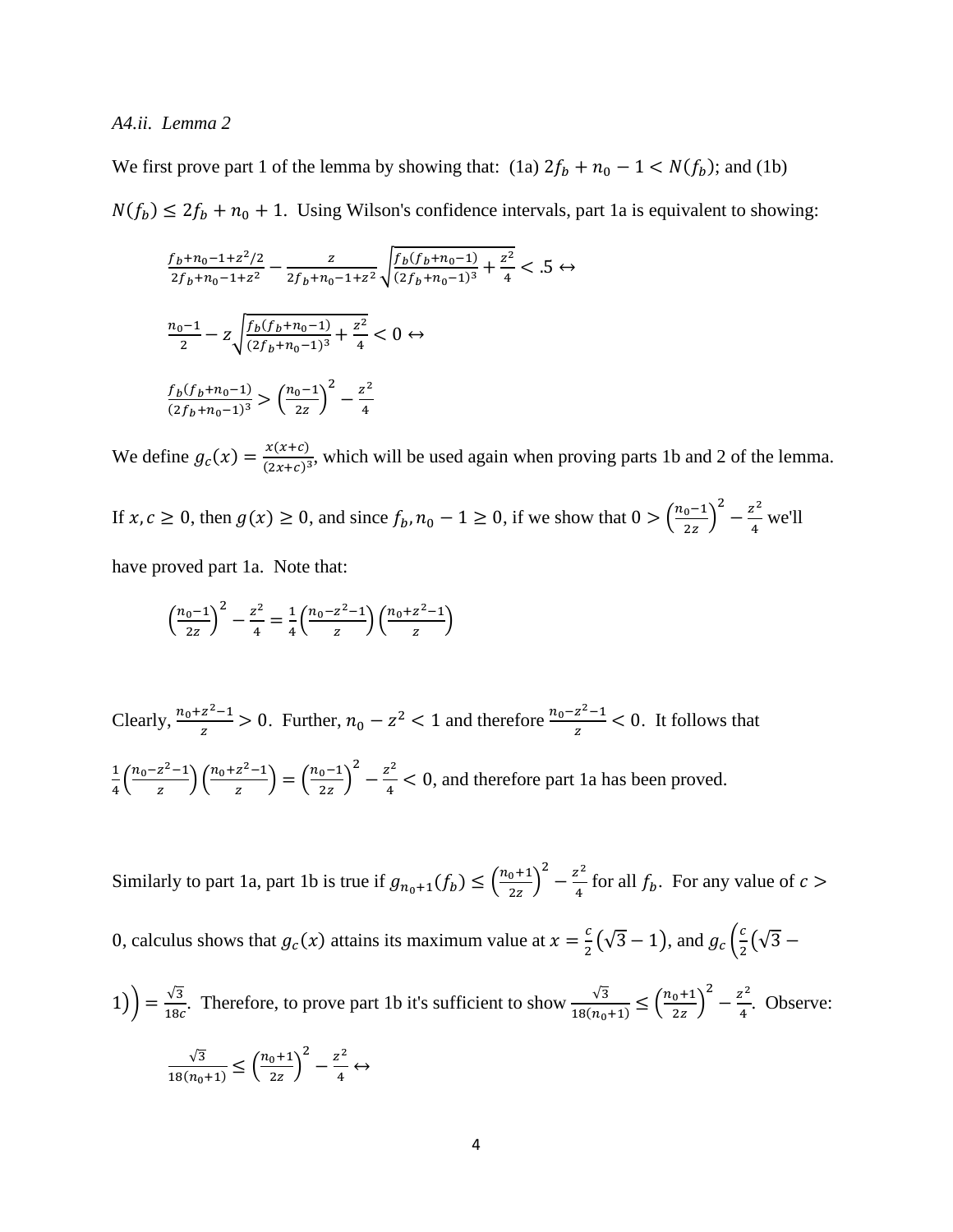*A4.ii. Lemma 2*

We first prove part 1 of the lemma by showing that: (1a) $2f_b + n_0 - 1 < N(f_b)$; and (1b) $N(f_b) \leq 2f_b + n_0 + 1$. Using Wilson's confidence intervals, part 1a is equivalent to showing:

$$\frac{f_b+n_0-1+z^2/2}{2f_b+n_0-1+z^2} - \frac{z}{2f_b+n_0-1+z^2}\sqrt{\frac{f_b(f_b+n_0-1)}{(f_b+n_0-1)^3}+\frac{z^2}{4}} < .5 \leftrightarrow$$

$$\frac{n_0-1}{2} - z\sqrt{\frac{f_b(f_b+n_0-1)}{(2f_b+n_0-1)^3}+\frac{z^2}{4}} < 0 \leftrightarrow$$

$$\frac{f_b(f_b+n_0-1)}{(2f_b+n_0-1)^3} > \left(\frac{n_0-1}{2z}\right)^2 - \frac{z^2}{4}$$

We define $g_c(x) = \frac{x(x+c)}{(2x+c)^3}$, which will be used again when proving parts 1b and 2 of the lemma. If $x, c \geq 0$, then $g(x) \geq 0$, and since $f_b, n_0 - 1 \geq 0$, if we show that $0 > \left(\frac{n_0-1}{2z}\right)^2 - \frac{z^2}{4}$ we'll have proved part 1a. Note that:

$$\left(\frac{n_0-1}{2z}\right)^2 - \frac{z^2}{4} = \frac{1}{4}\left(\frac{n_0-z^2-1}{z}\right)\left(\frac{n_0+z^2-1}{z}\right)$$

Clearly, $\frac{n_0+z^2-1}{z} > 0$. Further, $n_0 - z^2 < 1$ and therefore $\frac{n_0-z^2-1}{z} < 0$. It follows that $\frac{1}{4}\left(\frac{n_0-z^2-1}{z}\right)\left(\frac{n_0+z^2-1}{z}\right) = \left(\frac{n_0-1}{2z}\right)^2 - \frac{z^2}{4} < 0$, and therefore part 1a has been proved.

Similarly to part 1a, part 1b is true if $g_{n_0+1}(f_b) \leq \left(\frac{n_0+1}{2z}\right)^2 - \frac{z^2}{4}$ for all $f_b$. For any value of $c > 0$, calculus shows that $g_c(x)$ attains its maximum value at $x = \frac{c}{2}(\sqrt{3}-1)$, and $g_c\left(\frac{c}{2}(\sqrt{3}-1)\right) = \frac{\sqrt{3}}{18c}$. Therefore, to prove part 1b it's sufficient to show $\frac{\sqrt{3}}{18(n_0+1)} \leq \left(\frac{n_0+1}{2z}\right)^2 - \frac{z^2}{4}$. Observe:

$$\frac{\sqrt{3}}{18(n_0+1)} \leq \left(\frac{n_0+1}{2z}\right)^2 - \frac{z^2}{4} \leftrightarrow$$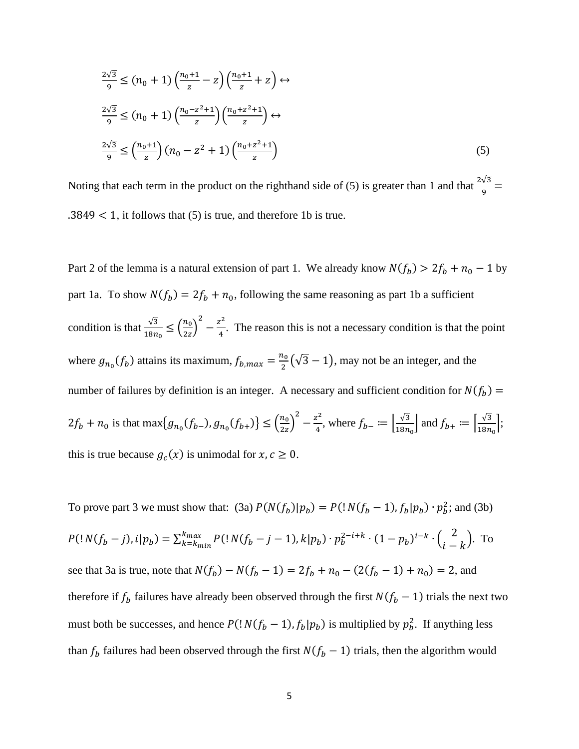$$\frac{2\sqrt{3}}{9} \leq (n_0 + 1)\left(\frac{n_0+1}{z} - z\right)\left(\frac{n_0+1}{z} + z\right) \leftrightarrow$$

$$\frac{2\sqrt{3}}{9} \leq (n_0 + 1)\left(\frac{n_0-z^2+1}{z}\right)\left(\frac{n_0+z^2+1}{z}\right) \leftrightarrow$$

$$\frac{2\sqrt{3}}{9} \leq \left(\frac{n_0+1}{z}\right)(n_0 - z^2 + 1)\left(\frac{n_0+z^2+1}{z}\right) \tag{5}$$

Noting that each term in the product on the righthand side of (5) is greater than 1 and that $\frac{2\sqrt{3}}{9} = .3849 < 1$, it follows that (5) is true, and therefore 1b is true.

Part 2 of the lemma is a natural extension of part 1. We already know $N(f_b) > 2f_b + n_0 - 1$ by part 1a. To show $N(f_b) = 2f_b + n_0$, following the same reasoning as part 1b a sufficient condition is that $\frac{\sqrt{3}}{18n_0} \leq \left(\frac{n_0}{2z}\right)^2 - \frac{z^2}{4}$. The reason this is not a necessary condition is that the point where $g_{n_0}(f_b)$ attains its maximum, $f_{b,max} = \frac{n_0}{2}(\sqrt{3} - 1)$, may not be an integer, and the number of failures by definition is an integer. A necessary and sufficient condition for $N(f_b) = 2f_b + n_0$ is that $\max\{g_{n_0}(f_{b-}), g_{n_0}(f_{b+})\} \leq \left(\frac{n_0}{2z}\right)^2 - \frac{z^2}{4}$, where $f_{b-} := \left\lfloor \frac{\sqrt{3}}{18n_0} \right\rfloor$ and $f_{b+} := \left\lceil \frac{\sqrt{3}}{18n_0} \right\rceil$; this is true because $g_c(x)$ is unimodal for $x, c \geq 0$.

To prove part 3 we must show that: (3a) $P(N(f_b)|p_b) = P(!N(f_b - 1), f_b|p_b) \cdot p_b^2$; and (3b) $P(!N(f_b - j), i|p_b) = \sum_{k=k_{min}}^{k_{max}} P(!N(f_b - j - 1), k|p_b) \cdot p_b^{2-i+k} \cdot (1 - p_b)^{i-k} \cdot \binom{2}{i-k}$. To see that 3a is true, note that $N(f_b) - N(f_b - 1) = 2f_b + n_0 - (2(f_b - 1) + n_0) = 2$, and therefore if $f_b$ failures have already been observed through the first $N(f_b - 1)$ trials the next two must both be successes, and hence $P(!N(f_b - 1), f_b|p_b)$ is multiplied by $p_b^2$. If anything less than $f_b$ failures had been observed through the first $N(f_b - 1)$ trials, then the algorithm would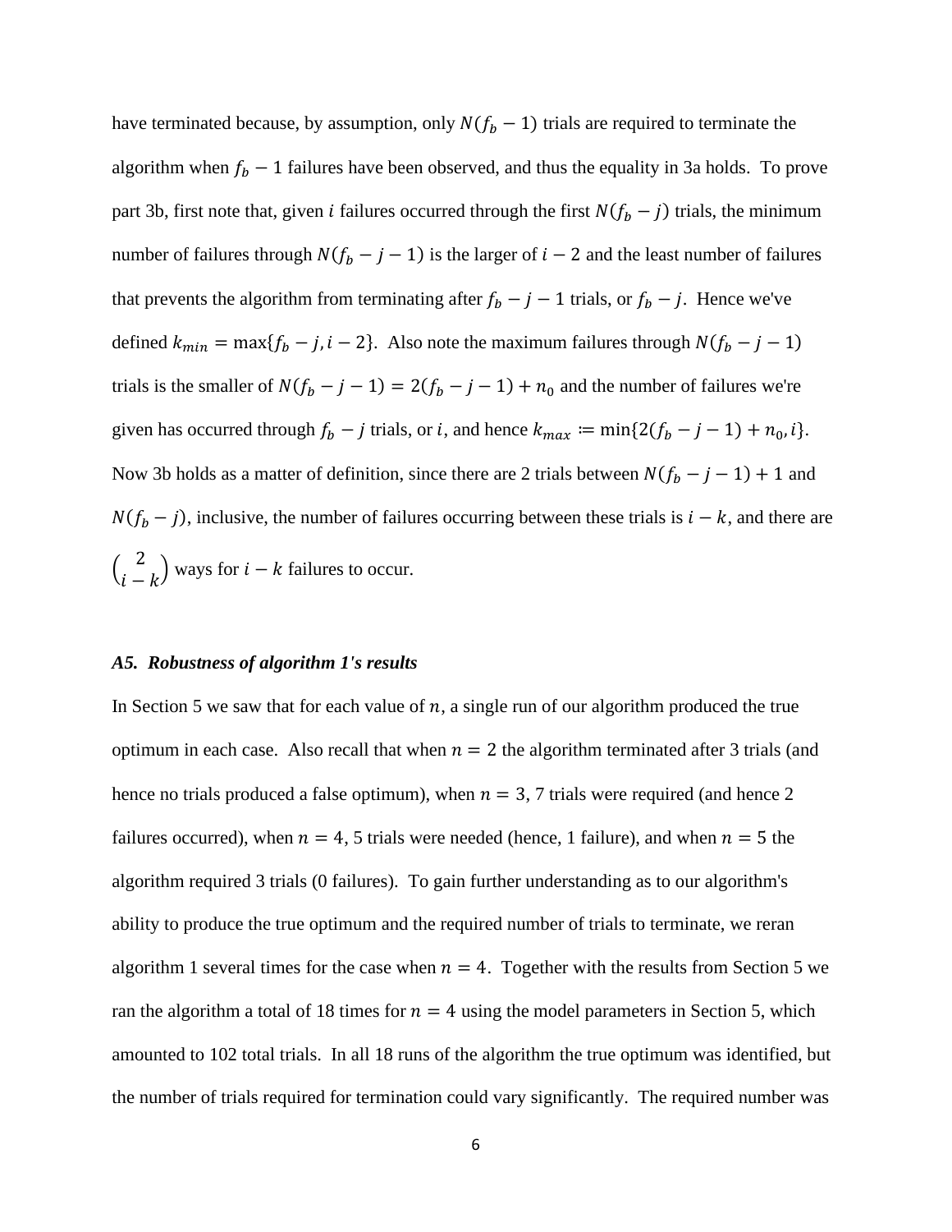have terminated because, by assumption, only $N(f_b - 1)$ trials are required to terminate the algorithm when $f_b - 1$ failures have been observed, and thus the equality in 3a holds. To prove part 3b, first note that, given $i$ failures occurred through the first $N(f_b - j)$ trials, the minimum number of failures through $N(f_b - j - 1)$ is the larger of $i - 2$ and the least number of failures that prevents the algorithm from terminating after $f_b - j - 1$ trials, or $f_b - j$. Hence we've defined $k_{min} = \max\{f_b - j, i - 2\}$. Also note the maximum failures through $N(f_b - j - 1)$ trials is the smaller of $N(f_b - j - 1) = 2(f_b - j - 1) + n_0$ and the number of failures we're given has occurred through $f_b - j$ trials, or $i$, and hence $k_{max} \coloneqq \min\{2(f_b - j - 1) + n_0, i\}$. Now 3b holds as a matter of definition, since there are 2 trials between $N(f_b - j - 1) + 1$ and $N(f_b - j)$, inclusive, the number of failures occurring between these trials is $i - k$, and there are $\binom{2}{i-k}$ ways for $i - k$ failures to occur.

### *A5. Robustness of algorithm 1's results*

In Section 5 we saw that for each value of $n$, a single run of our algorithm produced the true optimum in each case. Also recall that when $n = 2$ the algorithm terminated after 3 trials (and hence no trials produced a false optimum), when $n = 3$, 7 trials were required (and hence 2 failures occurred), when $n = 4$, 5 trials were needed (hence, 1 failure), and when $n = 5$ the algorithm required 3 trials (0 failures). To gain further understanding as to our algorithm's ability to produce the true optimum and the required number of trials to terminate, we reran algorithm 1 several times for the case when $n = 4$. Together with the results from Section 5 we ran the algorithm a total of 18 times for $n = 4$ using the model parameters in Section 5, which amounted to 102 total trials. In all 18 runs of the algorithm the true optimum was identified, but the number of trials required for termination could vary significantly. The required number was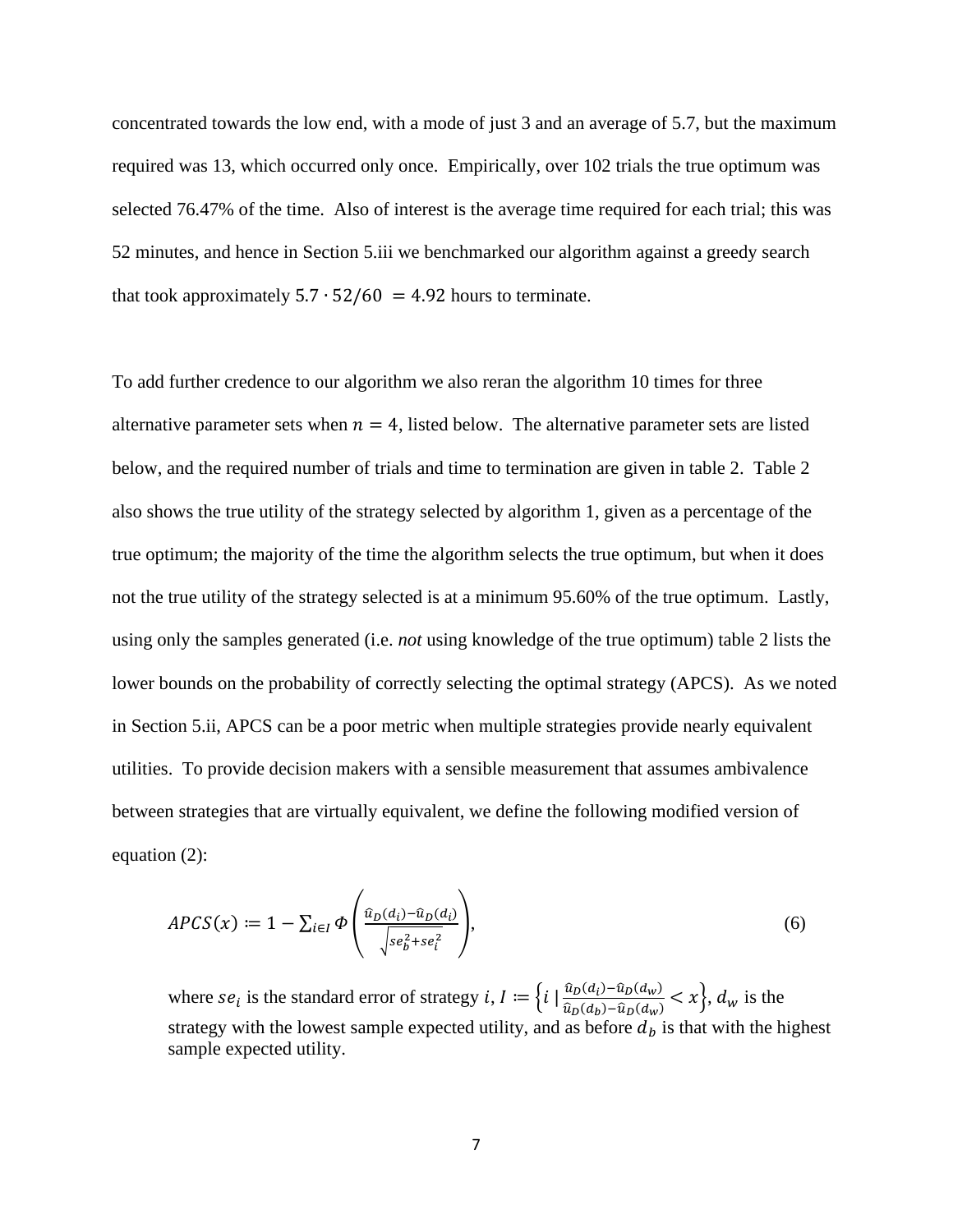concentrated towards the low end, with a mode of just 3 and an average of 5.7, but the maximum required was 13, which occurred only once. Empirically, over 102 trials the true optimum was selected 76.47% of the time. Also of interest is the average time required for each trial; this was 52 minutes, and hence in Section 5.iii we benchmarked our algorithm against a greedy search that took approximately $5.7 \cdot 52/60 = 4.92$ hours to terminate.

To add further credence to our algorithm we also reran the algorithm 10 times for three alternative parameter sets when $n = 4$, listed below. The alternative parameter sets are listed below, and the required number of trials and time to termination are given in table 2. Table 2 also shows the true utility of the strategy selected by algorithm 1, given as a percentage of the true optimum; the majority of the time the algorithm selects the true optimum, but when it does not the true utility of the strategy selected is at a minimum 95.60% of the true optimum. Lastly, using only the samples generated (i.e. *not* using knowledge of the true optimum) table 2 lists the lower bounds on the probability of correctly selecting the optimal strategy (APCS). As we noted in Section 5.ii, APCS can be a poor metric when multiple strategies provide nearly equivalent utilities. To provide decision makers with a sensible measurement that assumes ambivalence between strategies that are virtually equivalent, we define the following modified version of equation (2):

$$APCS(x) := 1 - \sum_{i \in I} \Phi\left(\frac{\hat{u}_D(d_i) - \hat{u}_D(d_i)}{\sqrt{se_b^2 + se_i^2}}\right), \tag{6}$$

where $se_i$ is the standard error of strategy $i$, $I := \left\{ i \mid \frac{\hat{u}_D(d_i) - \hat{u}_D(d_w)}{\hat{u}_D(d_b) - \hat{u}_D(d_w)} < x \right\}$, $d_w$ is the strategy with the lowest sample expected utility, and as before $d_b$ is that with the highest sample expected utility.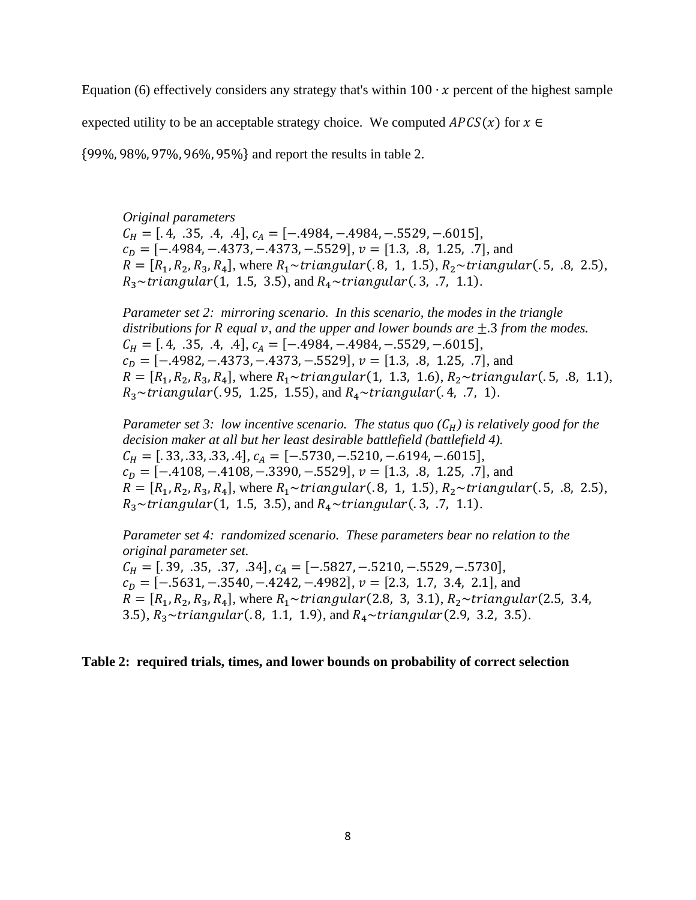Equation (6) effectively considers any strategy that's within $100 \cdot x$ percent of the highest sample expected utility to be an acceptable strategy choice. We computed $APCS(x)$ for $x \in \{99\%, 98\%, 97\%, 96\%, 95\%\}$ and report the results in table 2.

*Original parameters*
$C_H = [.4,\ .35,\ .4,\ .4]$, $c_A = [-.4984, -.4984, -.5529, -.6015]$,
$c_D = [-.4984, -.4373, -.4373, -.5529]$, $v = [1.3,\ .8,\ 1.25,\ .7]$, and
$R = [R_1, R_2, R_3, R_4]$, where $R_1 \sim triangular(.8,\ 1,\ 1.5)$, $R_2 \sim triangular(.5,\ .8,\ 2.5)$, $R_3 \sim triangular(1,\ 1.5,\ 3.5)$, and $R_4 \sim triangular(.3,\ .7,\ 1.1)$.

*Parameter set 2: mirroring scenario. In this scenario, the modes in the triangle distributions for R equal $v$, and the upper and lower bounds are $\pm .3$ from the modes.*
$C_H = [.4,\ .35,\ .4,\ .4]$, $c_A = [-.4984, -.4984, -.5529, -.6015]$,
$c_D = [-.4982, -.4373, -.4373, -.5529]$, $v = [1.3,\ .8,\ 1.25,\ .7]$, and
$R = [R_1, R_2, R_3, R_4]$, where $R_1 \sim triangular(1,\ 1.3,\ 1.6)$, $R_2 \sim triangular(.5,\ .8,\ 1.1)$, $R_3 \sim triangular(.95,\ 1.25,\ 1.55)$, and $R_4 \sim triangular(.4,\ .7,\ 1)$.

*Parameter set 3: low incentive scenario. The status quo ($C_H$) is relatively good for the decision maker at all but her least desirable battlefield (battlefield 4).*
$C_H = [.33, .33, .33, .4]$, $c_A = [-.5730, -.5210, -.6194, -.6015]$,
$c_D = [-.4108, -.4108, -.3390, -.5529]$, $v = [1.3,\ .8,\ 1.25,\ .7]$, and
$R = [R_1, R_2, R_3, R_4]$, where $R_1 \sim triangular(.8,\ 1,\ 1.5)$, $R_2 \sim triangular(.5,\ .8,\ 2.5)$, $R_3 \sim triangular(1,\ 1.5,\ 3.5)$, and $R_4 \sim triangular(.3,\ .7,\ 1.1)$.

*Parameter set 4: randomized scenario. These parameters bear no relation to the original parameter set.*
$C_H = [.39,\ .35,\ .37,\ .34]$, $c_A = [-.5827, -.5210, -.5529, -.5730]$,
$c_D = [-.5631, -.3540, -.4242, -.4982]$, $v = [2.3,\ 1.7,\ 3.4,\ 2.1]$, and
$R = [R_1, R_2, R_3, R_4]$, where $R_1 \sim triangular(2.8,\ 3,\ 3.1)$, $R_2 \sim triangular(2.5,\ 3.4,\ 3.5)$, $R_3 \sim triangular(.8,\ 1.1,\ 1.9)$, and $R_4 \sim triangular(2.9,\ 3.2,\ 3.5)$.

**Table 2: required trials, times, and lower bounds on probability of correct selection**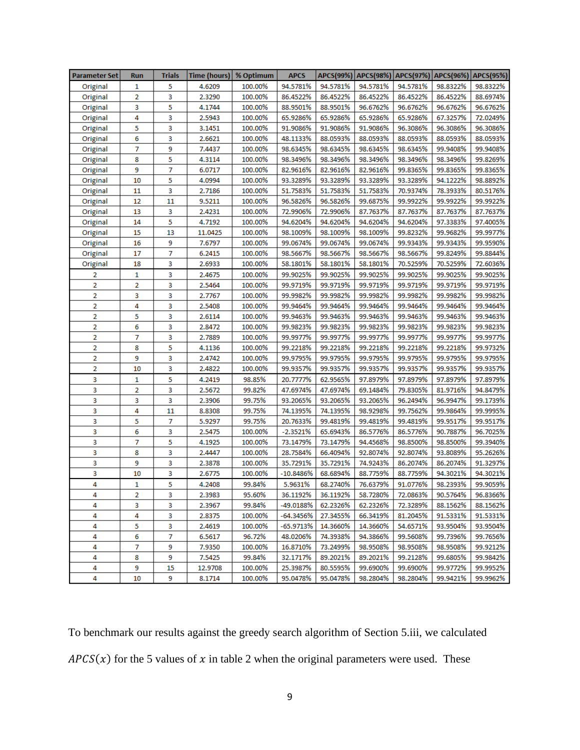| Parameter Set | Run | Trials | Time (hours) | % Optimum | APCS | APCS(99%) | APCS(98%) | APCS(97%) | APCS(96%) | APCS(95%) |
|---|---|---|---|---|---|---|---|---|---|---|
| Original | 1 | 5 | 4.6209 | 100.00% | 94.5781% | 94.5781% | 94.5781% | 94.5781% | 98.8322% | 98.8322% |
| Original | 2 | 3 | 2.3290 | 100.00% | 86.4522% | 86.4522% | 86.4522% | 86.4522% | 86.4522% | 88.6974% |
| Original | 3 | 5 | 4.1744 | 100.00% | 88.9501% | 88.9501% | 96.6762% | 96.6762% | 96.6762% | 96.6762% |
| Original | 4 | 3 | 2.5943 | 100.00% | 65.9286% | 65.9286% | 65.9286% | 65.9286% | 67.3257% | 72.0249% |
| Original | 5 | 3 | 3.1451 | 100.00% | 91.9086% | 91.9086% | 91.9086% | 96.3086% | 96.3086% | 96.3086% |
| Original | 6 | 3 | 2.6621 | 100.00% | 48.1133% | 88.0593% | 88.0593% | 88.0593% | 88.0593% | 88.0593% |
| Original | 7 | 9 | 7.4437 | 100.00% | 98.6345% | 98.6345% | 98.6345% | 98.6345% | 99.9408% | 99.9408% |
| Original | 8 | 5 | 4.3114 | 100.00% | 98.3496% | 98.3496% | 98.3496% | 98.3496% | 98.3496% | 99.8269% |
| Original | 9 | 7 | 6.0717 | 100.00% | 82.9616% | 82.9616% | 82.9616% | 99.8365% | 99.8365% | 99.8365% |
| Original | 10 | 5 | 4.0994 | 100.00% | 93.3289% | 93.3289% | 93.3289% | 93.3289% | 94.1222% | 98.8892% |
| Original | 11 | 3 | 2.7186 | 100.00% | 51.7583% | 51.7583% | 51.7583% | 70.9374% | 78.3933% | 80.5176% |
| Original | 12 | 11 | 9.5211 | 100.00% | 96.5826% | 96.5826% | 99.6875% | 99.9922% | 99.9922% | 99.9922% |
| Original | 13 | 3 | 2.4231 | 100.00% | 72.9906% | 72.9906% | 87.7637% | 87.7637% | 87.7637% | 87.7637% |
| Original | 14 | 5 | 4.7192 | 100.00% | 94.6204% | 94.6204% | 94.6204% | 94.6204% | 97.3383% | 97.4005% |
| Original | 15 | 13 | 11.0425 | 100.00% | 98.1009% | 98.1009% | 98.1009% | 99.8232% | 99.9682% | 99.9977% |
| Original | 16 | 9 | 7.6797 | 100.00% | 99.0674% | 99.0674% | 99.0674% | 99.9343% | 99.9343% | 99.9590% |
| Original | 17 | 7 | 6.2415 | 100.00% | 98.5667% | 98.5667% | 98.5667% | 98.5667% | 99.8249% | 99.8844% |
| Original | 18 | 3 | 2.6933 | 100.00% | 58.1801% | 58.1801% | 58.1801% | 70.5259% | 70.5259% | 72.6036% |
| 2 | 1 | 3 | 2.4675 | 100.00% | 99.9025% | 99.9025% | 99.9025% | 99.9025% | 99.9025% | 99.9025% |
| 2 | 2 | 3 | 2.5464 | 100.00% | 99.9719% | 99.9719% | 99.9719% | 99.9719% | 99.9719% | 99.9719% |
| 2 | 3 | 3 | 2.7767 | 100.00% | 99.9982% | 99.9982% | 99.9982% | 99.9982% | 99.9982% | 99.9982% |
| 2 | 4 | 3 | 2.5408 | 100.00% | 99.9464% | 99.9464% | 99.9464% | 99.9464% | 99.9464% | 99.9464% |
| 2 | 5 | 3 | 2.6114 | 100.00% | 99.9463% | 99.9463% | 99.9463% | 99.9463% | 99.9463% | 99.9463% |
| 2 | 6 | 3 | 2.8472 | 100.00% | 99.9823% | 99.9823% | 99.9823% | 99.9823% | 99.9823% | 99.9823% |
| 2 | 7 | 3 | 2.7889 | 100.00% | 99.9977% | 99.9977% | 99.9977% | 99.9977% | 99.9977% | 99.9977% |
| 2 | 8 | 5 | 4.1136 | 100.00% | 99.2218% | 99.2218% | 99.2218% | 99.2218% | 99.2218% | 99.9732% |
| 2 | 9 | 3 | 2.4742 | 100.00% | 99.9795% | 99.9795% | 99.9795% | 99.9795% | 99.9795% | 99.9795% |
| 2 | 10 | 3 | 2.4822 | 100.00% | 99.9357% | 99.9357% | 99.9357% | 99.9357% | 99.9357% | 99.9357% |
| 3 | 1 | 5 | 4.2419 | 98.85% | 20.7777% | 62.9565% | 97.8979% | 97.8979% | 97.8979% | 97.8979% |
| 3 | 2 | 3 | 2.5672 | 99.82% | 47.6974% | 47.6974% | 69.1484% | 79.8305% | 81.9716% | 94.8479% |
| 3 | 3 | 3 | 2.3906 | 99.75% | 93.2065% | 93.2065% | 93.2065% | 96.2494% | 96.9947% | 99.1739% |
| 3 | 4 | 11 | 8.8308 | 99.75% | 74.1395% | 74.1395% | 98.9298% | 99.7562% | 99.9864% | 99.9995% |
| 3 | 5 | 7 | 5.9297 | 99.75% | 20.7633% | 99.4819% | 99.4819% | 99.4819% | 99.9517% | 99.9517% |
| 3 | 6 | 3 | 2.5475 | 100.00% | -2.3521% | 65.6943% | 86.5776% | 86.5776% | 90.7887% | 96.7025% |
| 3 | 7 | 5 | 4.1925 | 100.00% | 73.1479% | 73.1479% | 94.4568% | 98.8500% | 98.8500% | 99.3940% |
| 3 | 8 | 3 | 2.4447 | 100.00% | 28.7584% | 66.4094% | 92.8074% | 92.8074% | 93.8089% | 95.2626% |
| 3 | 9 | 3 | 2.3878 | 100.00% | 35.7291% | 35.7291% | 74.9243% | 86.2074% | 86.2074% | 91.3297% |
| 3 | 10 | 3 | 2.6775 | 100.00% | -10.8486% | 68.6894% | 88.7759% | 88.7759% | 94.3021% | 94.3021% |
| 4 | 1 | 5 | 4.2408 | 99.84% | 5.9631% | 68.2740% | 76.6379% | 91.0776% | 98.2393% | 99.9059% |
| 4 | 2 | 3 | 2.3983 | 95.60% | 36.1192% | 36.1192% | 58.7280% | 72.0863% | 90.5764% | 96.8366% |
| 4 | 3 | 3 | 2.3967 | 99.84% | -49.0188% | 62.2326% | 62.2326% | 72.3289% | 88.1562% | 88.1562% |
| 4 | 4 | 3 | 2.8375 | 100.00% | -64.3456% | 27.3455% | 66.3419% | 81.2045% | 91.5331% | 91.5331% |
| 4 | 5 | 3 | 2.4619 | 100.00% | -65.9713% | 14.3660% | 14.3660% | 54.6571% | 93.9504% | 93.9504% |
| 4 | 6 | 7 | 6.5617 | 96.72% | 48.0206% | 74.3938% | 94.3866% | 99.5608% | 99.7396% | 99.7656% |
| 4 | 7 | 9 | 7.9350 | 100.00% | 16.8710% | 73.2499% | 98.9508% | 98.9508% | 98.9508% | 99.9212% |
| 4 | 8 | 9 | 7.5425 | 99.84% | 32.1717% | 89.2021% | 89.2021% | 99.2128% | 99.6805% | 99.9842% |
| 4 | 9 | 15 | 12.9708 | 100.00% | 25.3987% | 80.5595% | 99.6900% | 99.6900% | 99.9772% | 99.9952% |
| 4 | 10 | 9 | 8.1714 | 100.00% | 95.0478% | 95.0478% | 98.2804% | 98.2804% | 99.9421% | 99.9962% |

To benchmark our results against the greedy search algorithm of Section 5.iii, we calculated $APCS(x)$ for the 5 values of $x$ in table 2 when the original parameters were used. These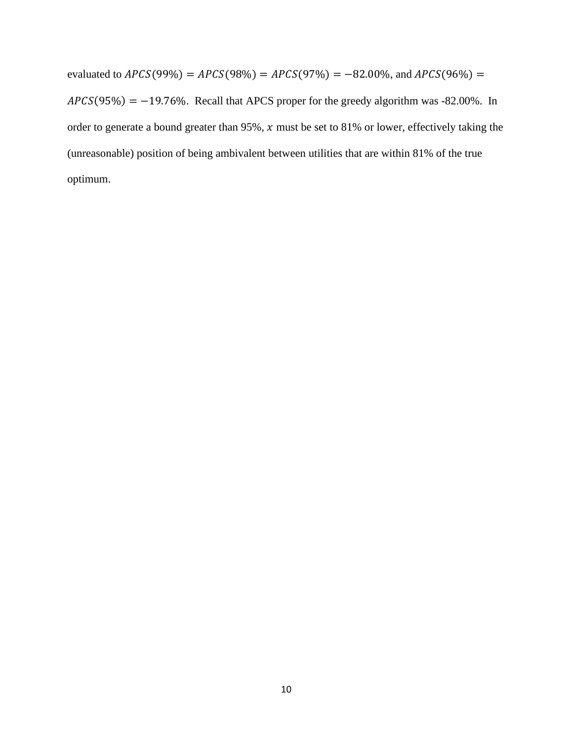evaluated to $APCS(99\%) = APCS(98\%) = APCS(97\%) = -82.00\%$, and $APCS(96\%) = APCS(95\%) = -19.76\%$. Recall that APCS proper for the greedy algorithm was -82.00%. In order to generate a bound greater than 95%, $x$ must be set to 81% or lower, effectively taking the (unreasonable) position of being ambivalent between utilities that are within 81% of the true optimum.